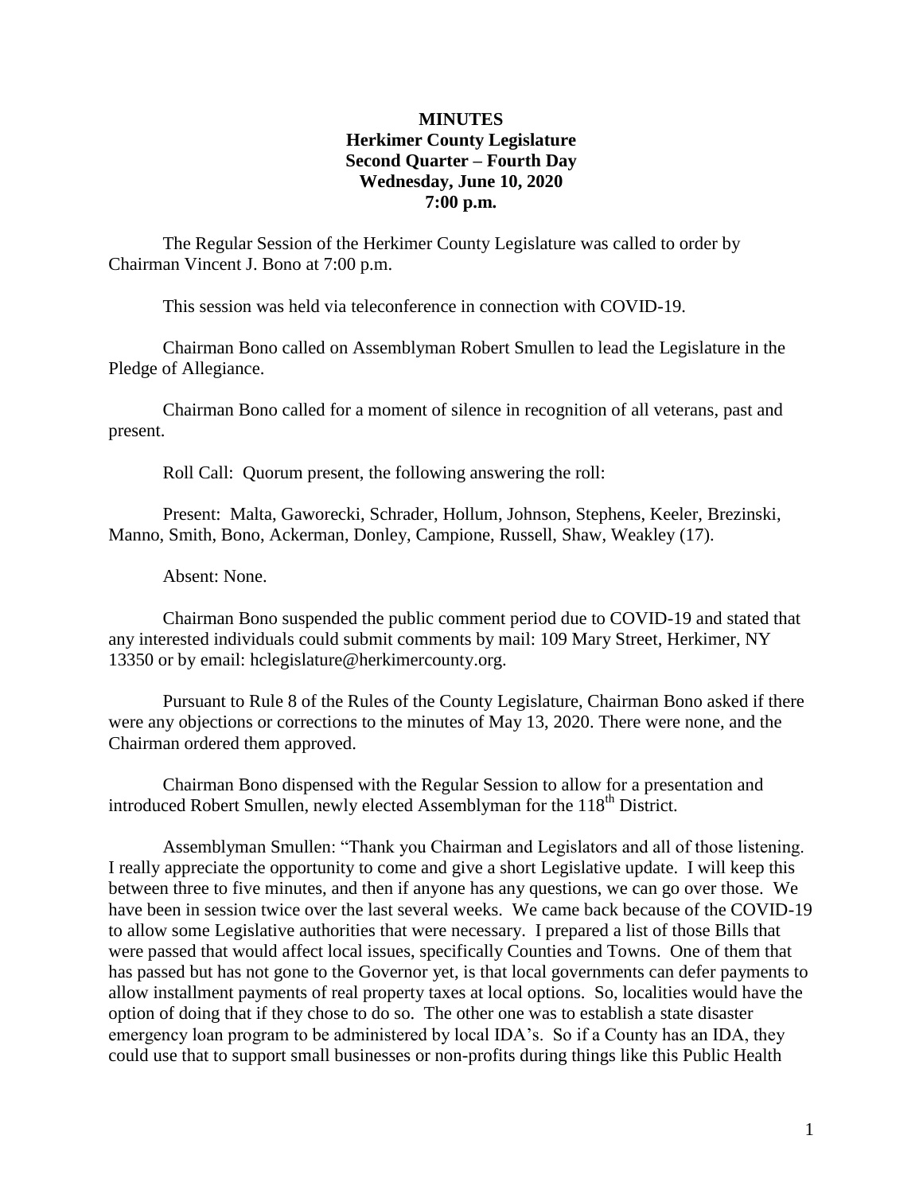**MINUTES**
**Herkimer County Legislature**
**Second Quarter – Fourth Day**
**Wednesday, June 10, 2020**
**7:00 p.m.**

The Regular Session of the Herkimer County Legislature was called to order by Chairman Vincent J. Bono at 7:00 p.m.

This session was held via teleconference in connection with COVID-19.

Chairman Bono called on Assemblyman Robert Smullen to lead the Legislature in the Pledge of Allegiance.

Chairman Bono called for a moment of silence in recognition of all veterans, past and present.

Roll Call: Quorum present, the following answering the roll:

Present: Malta, Gaworecki, Schrader, Hollum, Johnson, Stephens, Keeler, Brezinski, Manno, Smith, Bono, Ackerman, Donley, Campione, Russell, Shaw, Weakley (17).

Absent: None.

Chairman Bono suspended the public comment period due to COVID-19 and stated that any interested individuals could submit comments by mail: 109 Mary Street, Herkimer, NY 13350 or by email: hclegislature@herkimercounty.org.

Pursuant to Rule 8 of the Rules of the County Legislature, Chairman Bono asked if there were any objections or corrections to the minutes of May 13, 2020. There were none, and the Chairman ordered them approved.

Chairman Bono dispensed with the Regular Session to allow for a presentation and introduced Robert Smullen, newly elected Assemblyman for the 118th District.

Assemblyman Smullen: "Thank you Chairman and Legislators and all of those listening. I really appreciate the opportunity to come and give a short Legislative update. I will keep this between three to five minutes, and then if anyone has any questions, we can go over those. We have been in session twice over the last several weeks. We came back because of the COVID-19 to allow some Legislative authorities that were necessary. I prepared a list of those Bills that were passed that would affect local issues, specifically Counties and Towns. One of them that has passed but has not gone to the Governor yet, is that local governments can defer payments to allow installment payments of real property taxes at local options. So, localities would have the option of doing that if they chose to do so. The other one was to establish a state disaster emergency loan program to be administered by local IDA's. So if a County has an IDA, they could use that to support small businesses or non-profits during things like this Public Health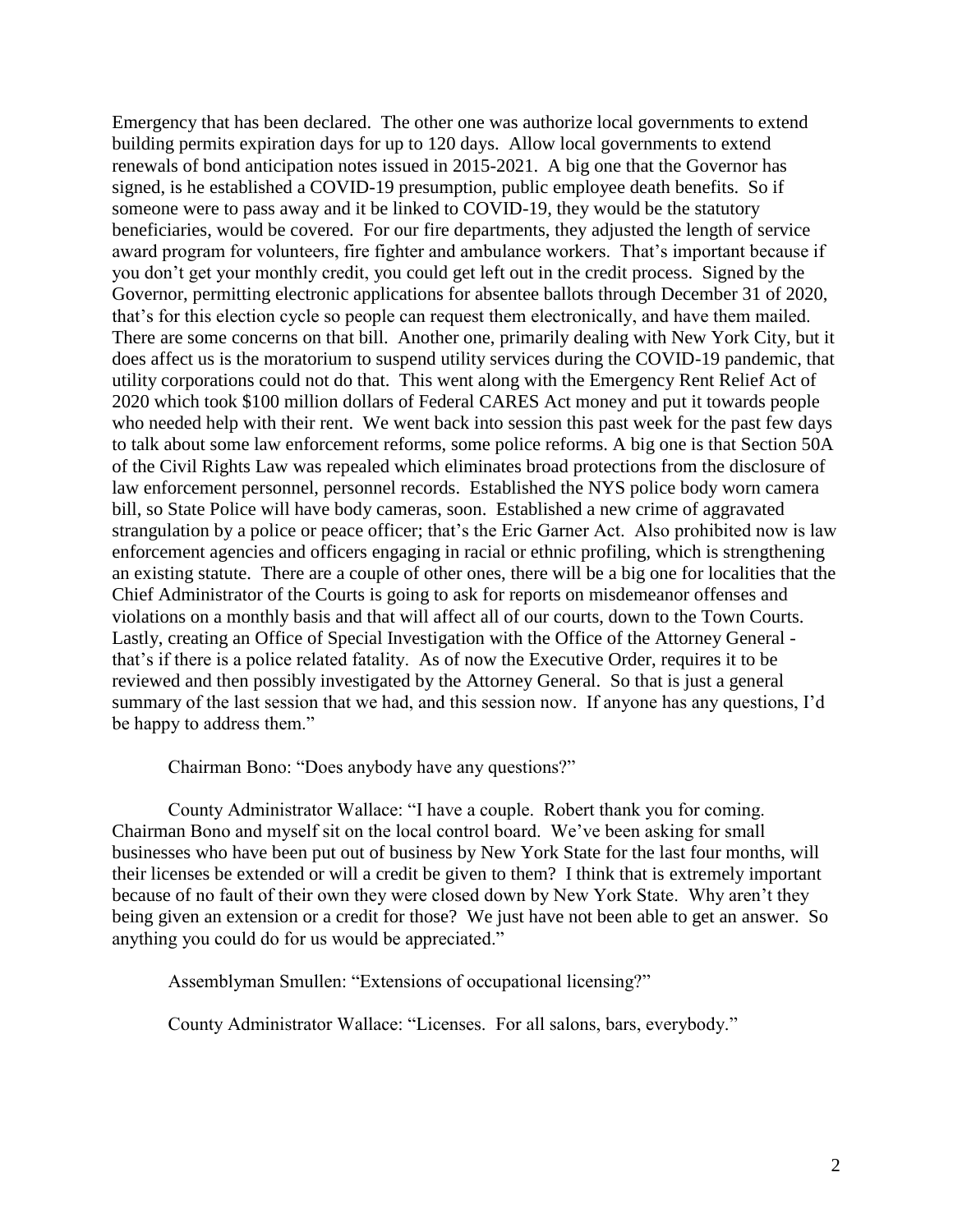Emergency that has been declared. The other one was authorize local governments to extend building permits expiration days for up to 120 days. Allow local governments to extend renewals of bond anticipation notes issued in 2015-2021. A big one that the Governor has signed, is he established a COVID-19 presumption, public employee death benefits. So if someone were to pass away and it be linked to COVID-19, they would be the statutory beneficiaries, would be covered. For our fire departments, they adjusted the length of service award program for volunteers, fire fighter and ambulance workers. That's important because if you don't get your monthly credit, you could get left out in the credit process. Signed by the Governor, permitting electronic applications for absentee ballots through December 31 of 2020, that's for this election cycle so people can request them electronically, and have them mailed. There are some concerns on that bill. Another one, primarily dealing with New York City, but it does affect us is the moratorium to suspend utility services during the COVID-19 pandemic, that utility corporations could not do that. This went along with the Emergency Rent Relief Act of 2020 which took $100 million dollars of Federal CARES Act money and put it towards people who needed help with their rent. We went back into session this past week for the past few days to talk about some law enforcement reforms, some police reforms. A big one is that Section 50A of the Civil Rights Law was repealed which eliminates broad protections from the disclosure of law enforcement personnel, personnel records. Established the NYS police body worn camera bill, so State Police will have body cameras, soon. Established a new crime of aggravated strangulation by a police or peace officer; that's the Eric Garner Act. Also prohibited now is law enforcement agencies and officers engaging in racial or ethnic profiling, which is strengthening an existing statute. There are a couple of other ones, there will be a big one for localities that the Chief Administrator of the Courts is going to ask for reports on misdemeanor offenses and violations on a monthly basis and that will affect all of our courts, down to the Town Courts. Lastly, creating an Office of Special Investigation with the Office of the Attorney General - that's if there is a police related fatality. As of now the Executive Order, requires it to be reviewed and then possibly investigated by the Attorney General. So that is just a general summary of the last session that we had, and this session now. If anyone has any questions, I'd be happy to address them."

Chairman Bono: "Does anybody have any questions?"

County Administrator Wallace: "I have a couple. Robert thank you for coming. Chairman Bono and myself sit on the local control board. We've been asking for small businesses who have been put out of business by New York State for the last four months, will their licenses be extended or will a credit be given to them? I think that is extremely important because of no fault of their own they were closed down by New York State. Why aren't they being given an extension or a credit for those? We just have not been able to get an answer. So anything you could do for us would be appreciated."

Assemblyman Smullen: "Extensions of occupational licensing?"

County Administrator Wallace: "Licenses. For all salons, bars, everybody."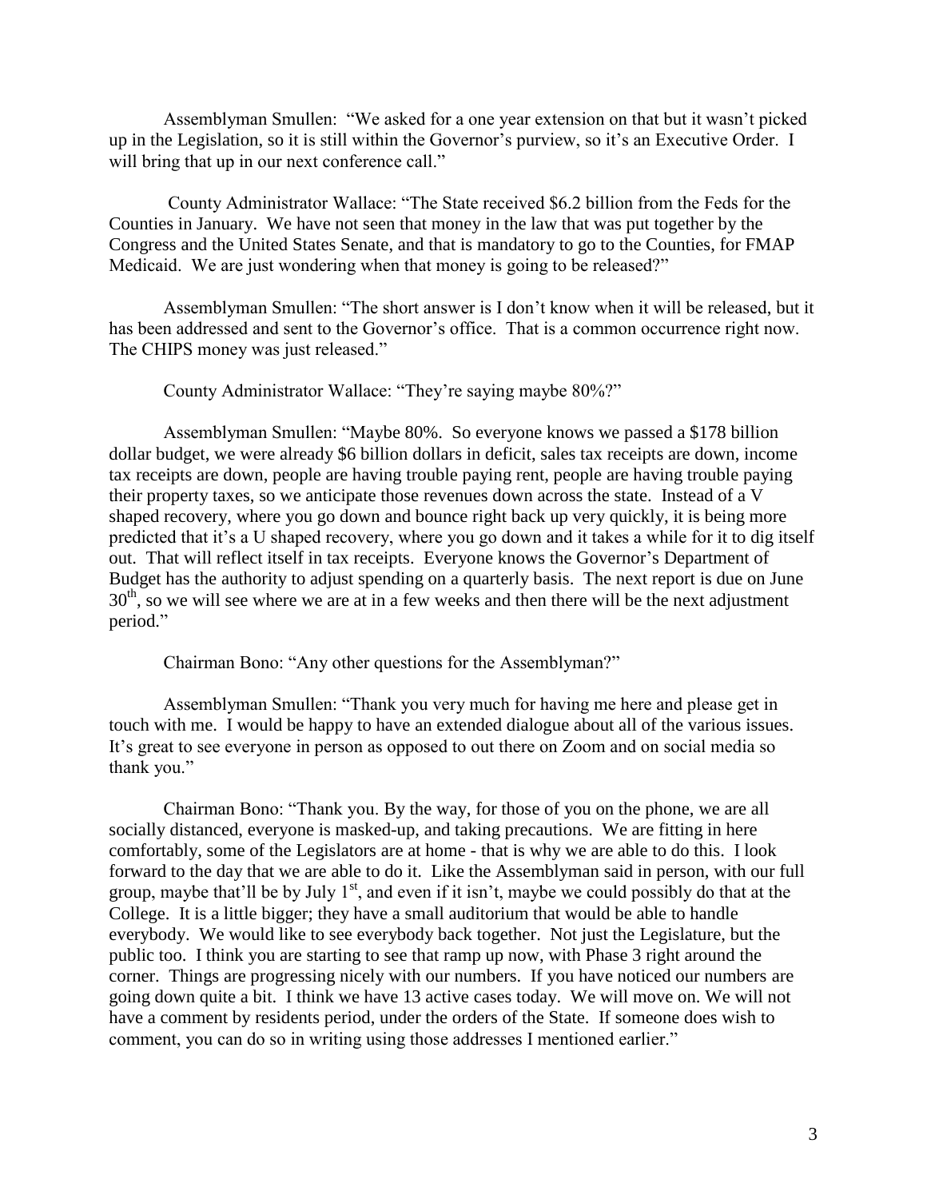Assemblyman Smullen: "We asked for a one year extension on that but it wasn't picked up in the Legislation, so it is still within the Governor's purview, so it's an Executive Order. I will bring that up in our next conference call."

County Administrator Wallace: "The State received \$6.2 billion from the Feds for the Counties in January. We have not seen that money in the law that was put together by the Congress and the United States Senate, and that is mandatory to go to the Counties, for FMAP Medicaid. We are just wondering when that money is going to be released?"

Assemblyman Smullen: "The short answer is I don't know when it will be released, but it has been addressed and sent to the Governor's office. That is a common occurrence right now. The CHIPS money was just released."

County Administrator Wallace: "They're saying maybe 80%?"

Assemblyman Smullen: "Maybe 80%. So everyone knows we passed a \$178 billion dollar budget, we were already \$6 billion dollars in deficit, sales tax receipts are down, income tax receipts are down, people are having trouble paying rent, people are having trouble paying their property taxes, so we anticipate those revenues down across the state. Instead of a V shaped recovery, where you go down and bounce right back up very quickly, it is being more predicted that it's a U shaped recovery, where you go down and it takes a while for it to dig itself out. That will reflect itself in tax receipts. Everyone knows the Governor's Department of Budget has the authority to adjust spending on a quarterly basis. The next report is due on June 30th, so we will see where we are at in a few weeks and then there will be the next adjustment period."

Chairman Bono: "Any other questions for the Assemblyman?"

Assemblyman Smullen: "Thank you very much for having me here and please get in touch with me. I would be happy to have an extended dialogue about all of the various issues. It's great to see everyone in person as opposed to out there on Zoom and on social media so thank you."

Chairman Bono: "Thank you. By the way, for those of you on the phone, we are all socially distanced, everyone is masked-up, and taking precautions. We are fitting in here comfortably, some of the Legislators are at home - that is why we are able to do this. I look forward to the day that we are able to do it. Like the Assemblyman said in person, with our full group, maybe that'll be by July 1st, and even if it isn't, maybe we could possibly do that at the College. It is a little bigger; they have a small auditorium that would be able to handle everybody. We would like to see everybody back together. Not just the Legislature, but the public too. I think you are starting to see that ramp up now, with Phase 3 right around the corner. Things are progressing nicely with our numbers. If you have noticed our numbers are going down quite a bit. I think we have 13 active cases today. We will move on. We will not have a comment by residents period, under the orders of the State. If someone does wish to comment, you can do so in writing using those addresses I mentioned earlier."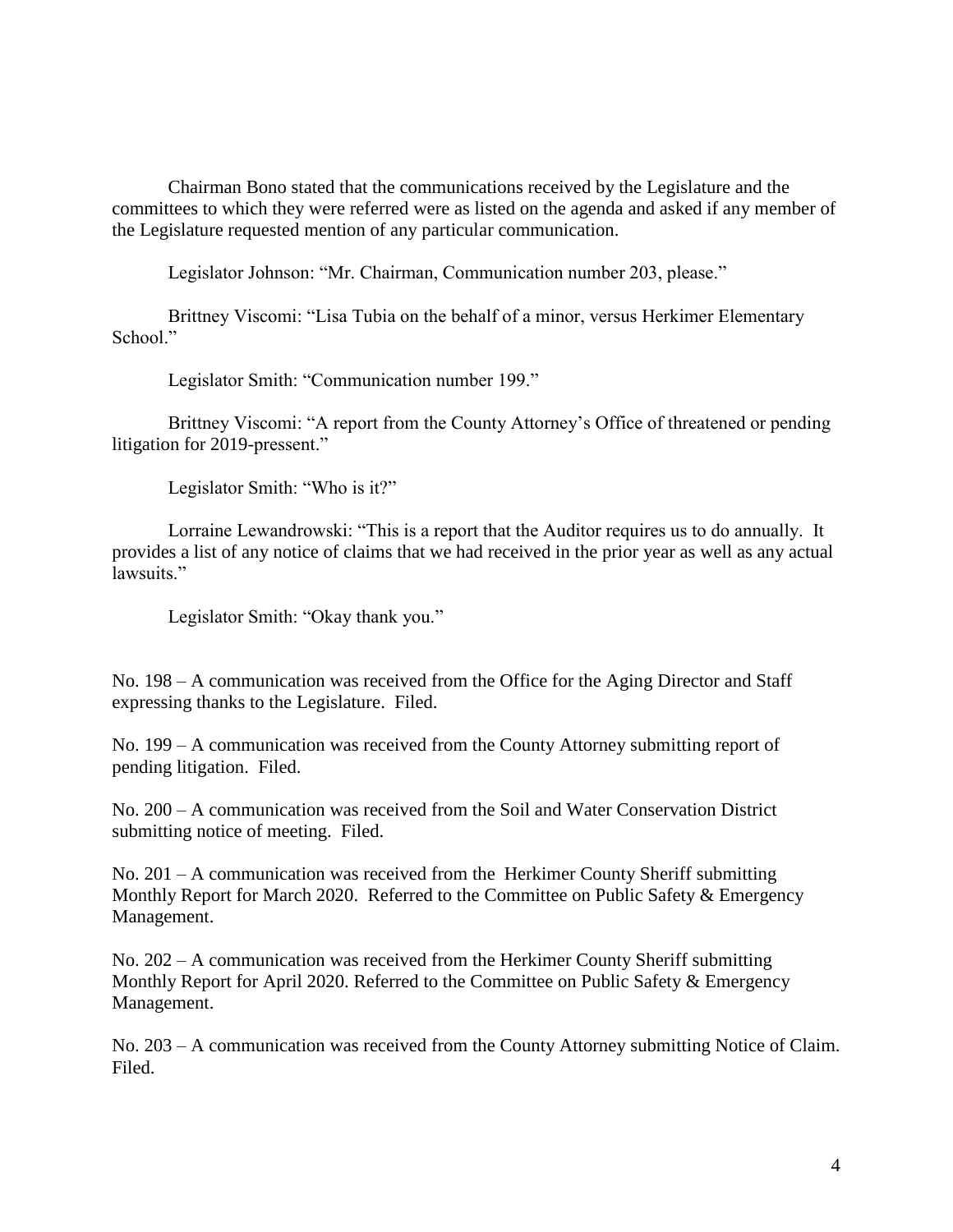Chairman Bono stated that the communications received by the Legislature and the committees to which they were referred were as listed on the agenda and asked if any member of the Legislature requested mention of any particular communication.

Legislator Johnson: "Mr. Chairman, Communication number 203, please."

Brittney Viscomi: "Lisa Tubia on the behalf of a minor, versus Herkimer Elementary School."

Legislator Smith: "Communication number 199."

Brittney Viscomi: "A report from the County Attorney's Office of threatened or pending litigation for 2019-pressent."

Legislator Smith: "Who is it?"

Lorraine Lewandrowski: "This is a report that the Auditor requires us to do annually. It provides a list of any notice of claims that we had received in the prior year as well as any actual lawsuits."

Legislator Smith: "Okay thank you."

No. 198 – A communication was received from the Office for the Aging Director and Staff expressing thanks to the Legislature. Filed.

No. 199 – A communication was received from the County Attorney submitting report of pending litigation. Filed.

No. 200 – A communication was received from the Soil and Water Conservation District submitting notice of meeting. Filed.

No. 201 – A communication was received from the Herkimer County Sheriff submitting Monthly Report for March 2020. Referred to the Committee on Public Safety & Emergency Management.

No. 202 – A communication was received from the Herkimer County Sheriff submitting Monthly Report for April 2020. Referred to the Committee on Public Safety & Emergency Management.

No. 203 – A communication was received from the County Attorney submitting Notice of Claim. Filed.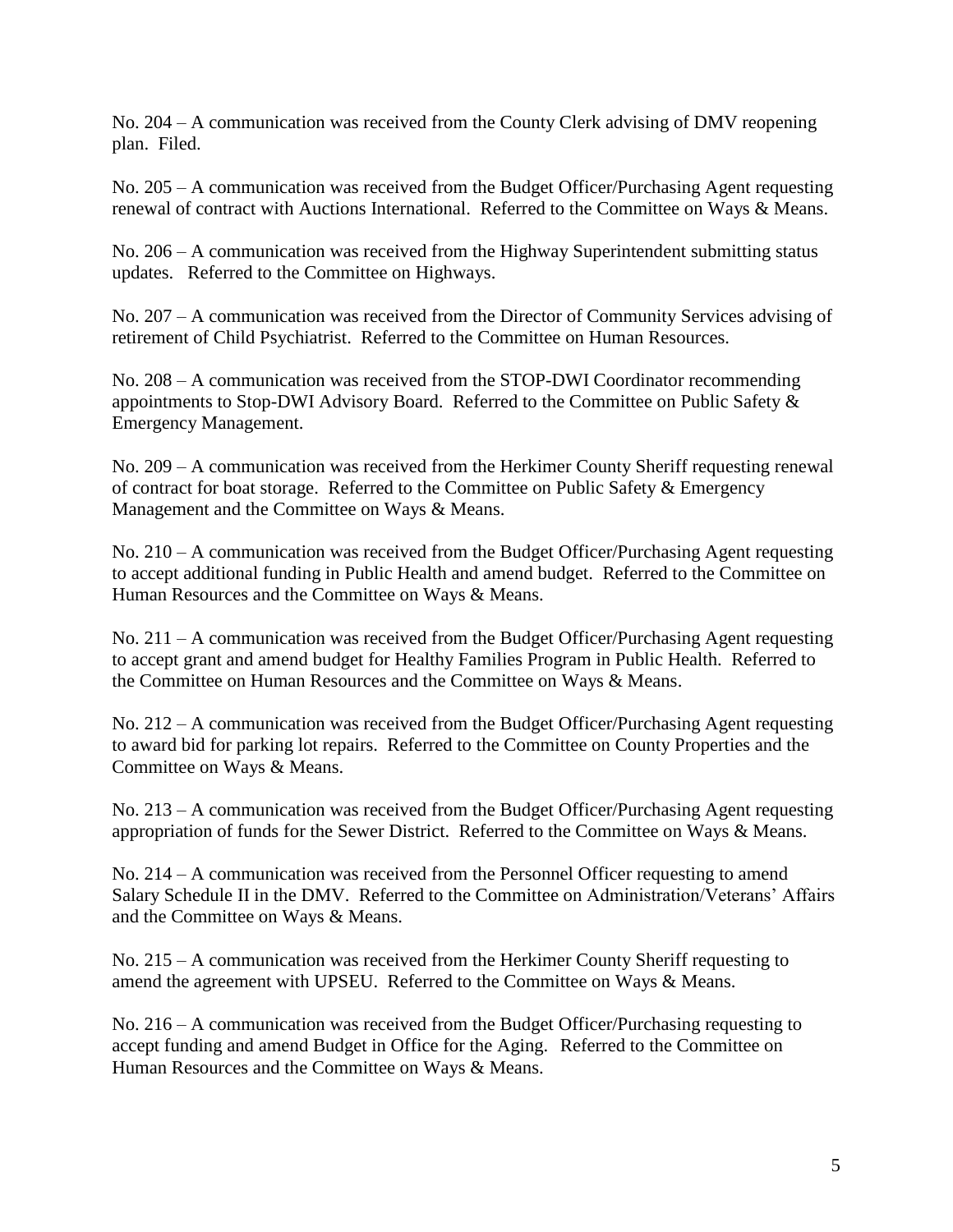No. 204 – A communication was received from the County Clerk advising of DMV reopening plan. Filed.

No. 205 – A communication was received from the Budget Officer/Purchasing Agent requesting renewal of contract with Auctions International. Referred to the Committee on Ways & Means.

No. 206 – A communication was received from the Highway Superintendent submitting status updates. Referred to the Committee on Highways.

No. 207 – A communication was received from the Director of Community Services advising of retirement of Child Psychiatrist. Referred to the Committee on Human Resources.

No. 208 – A communication was received from the STOP-DWI Coordinator recommending appointments to Stop-DWI Advisory Board. Referred to the Committee on Public Safety & Emergency Management.

No. 209 – A communication was received from the Herkimer County Sheriff requesting renewal of contract for boat storage. Referred to the Committee on Public Safety & Emergency Management and the Committee on Ways & Means.

No. 210 – A communication was received from the Budget Officer/Purchasing Agent requesting to accept additional funding in Public Health and amend budget. Referred to the Committee on Human Resources and the Committee on Ways & Means.

No. 211 – A communication was received from the Budget Officer/Purchasing Agent requesting to accept grant and amend budget for Healthy Families Program in Public Health. Referred to the Committee on Human Resources and the Committee on Ways & Means.

No. 212 – A communication was received from the Budget Officer/Purchasing Agent requesting to award bid for parking lot repairs. Referred to the Committee on County Properties and the Committee on Ways & Means.

No. 213 – A communication was received from the Budget Officer/Purchasing Agent requesting appropriation of funds for the Sewer District. Referred to the Committee on Ways & Means.

No. 214 – A communication was received from the Personnel Officer requesting to amend Salary Schedule II in the DMV. Referred to the Committee on Administration/Veterans' Affairs and the Committee on Ways & Means.

No. 215 – A communication was received from the Herkimer County Sheriff requesting to amend the agreement with UPSEU. Referred to the Committee on Ways & Means.

No. 216 – A communication was received from the Budget Officer/Purchasing requesting to accept funding and amend Budget in Office for the Aging. Referred to the Committee on Human Resources and the Committee on Ways & Means.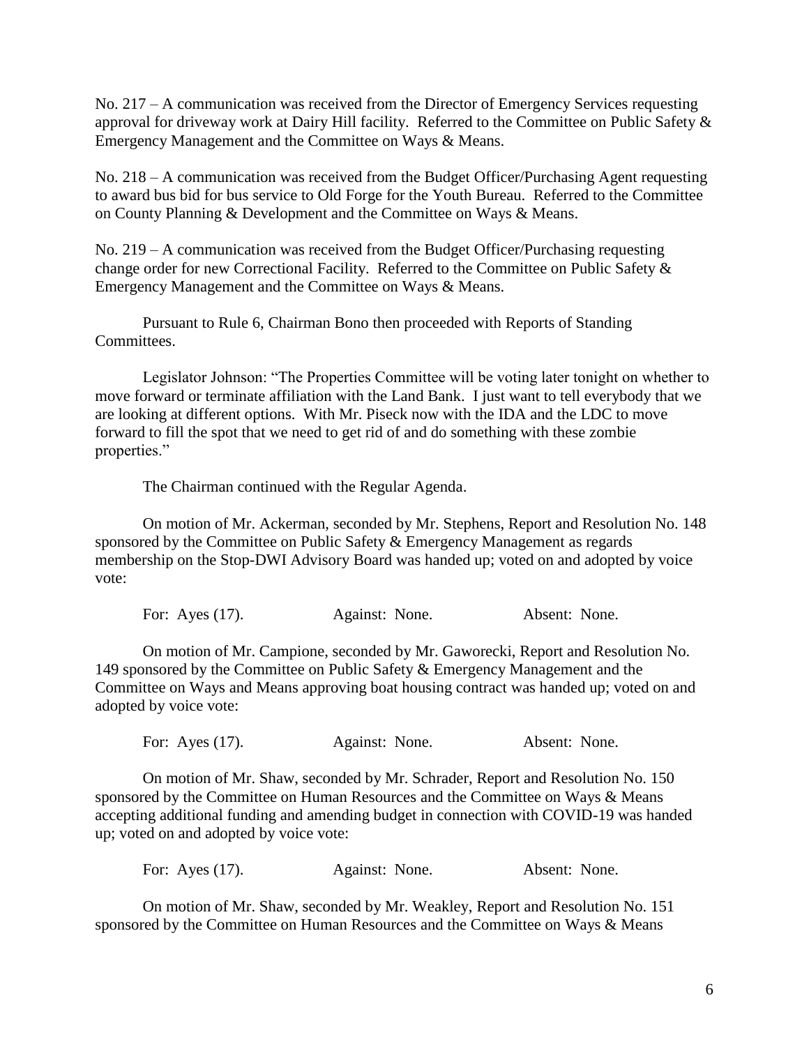No. 217 – A communication was received from the Director of Emergency Services requesting approval for driveway work at Dairy Hill facility. Referred to the Committee on Public Safety & Emergency Management and the Committee on Ways & Means.

No. 218 – A communication was received from the Budget Officer/Purchasing Agent requesting to award bus bid for bus service to Old Forge for the Youth Bureau. Referred to the Committee on County Planning & Development and the Committee on Ways & Means.

No. 219 – A communication was received from the Budget Officer/Purchasing requesting change order for new Correctional Facility. Referred to the Committee on Public Safety & Emergency Management and the Committee on Ways & Means.

Pursuant to Rule 6, Chairman Bono then proceeded with Reports of Standing Committees.

Legislator Johnson: "The Properties Committee will be voting later tonight on whether to move forward or terminate affiliation with the Land Bank. I just want to tell everybody that we are looking at different options. With Mr. Piseck now with the IDA and the LDC to move forward to fill the spot that we need to get rid of and do something with these zombie properties."

The Chairman continued with the Regular Agenda.

On motion of Mr. Ackerman, seconded by Mr. Stephens, Report and Resolution No. 148 sponsored by the Committee on Public Safety & Emergency Management as regards membership on the Stop-DWI Advisory Board was handed up; voted on and adopted by voice vote:

For: Ayes (17). Against: None. Absent: None.

On motion of Mr. Campione, seconded by Mr. Gaworecki, Report and Resolution No. 149 sponsored by the Committee on Public Safety & Emergency Management and the Committee on Ways and Means approving boat housing contract was handed up; voted on and adopted by voice vote:

For: Ayes (17). Against: None. Absent: None.

On motion of Mr. Shaw, seconded by Mr. Schrader, Report and Resolution No. 150 sponsored by the Committee on Human Resources and the Committee on Ways & Means accepting additional funding and amending budget in connection with COVID-19 was handed up; voted on and adopted by voice vote:

For: Ayes (17). Against: None. Absent: None.

On motion of Mr. Shaw, seconded by Mr. Weakley, Report and Resolution No. 151 sponsored by the Committee on Human Resources and the Committee on Ways & Means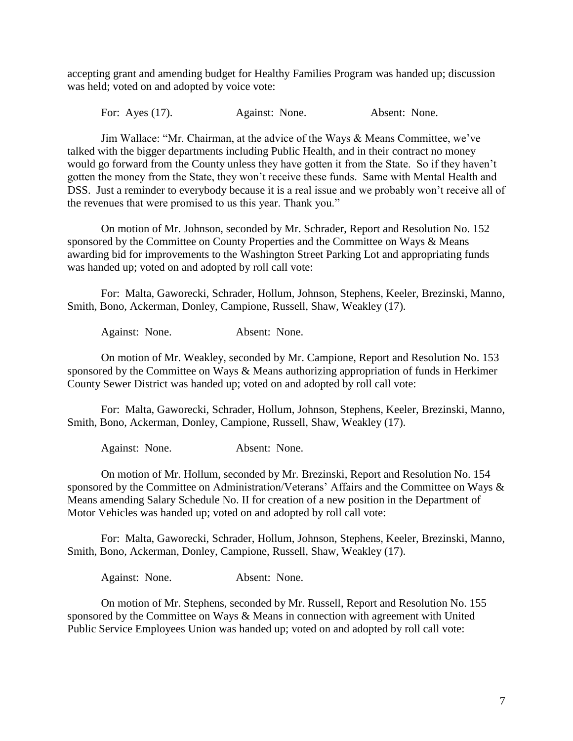accepting grant and amending budget for Healthy Families Program was handed up; discussion was held; voted on and adopted by voice vote:

For: Ayes (17). Against: None. Absent: None.

Jim Wallace: "Mr. Chairman, at the advice of the Ways & Means Committee, we've talked with the bigger departments including Public Health, and in their contract no money would go forward from the County unless they have gotten it from the State. So if they haven't gotten the money from the State, they won't receive these funds. Same with Mental Health and DSS. Just a reminder to everybody because it is a real issue and we probably won't receive all of the revenues that were promised to us this year. Thank you."

On motion of Mr. Johnson, seconded by Mr. Schrader, Report and Resolution No. 152 sponsored by the Committee on County Properties and the Committee on Ways & Means awarding bid for improvements to the Washington Street Parking Lot and appropriating funds was handed up; voted on and adopted by roll call vote:

For: Malta, Gaworecki, Schrader, Hollum, Johnson, Stephens, Keeler, Brezinski, Manno, Smith, Bono, Ackerman, Donley, Campione, Russell, Shaw, Weakley (17).

Against: None. Absent: None.

On motion of Mr. Weakley, seconded by Mr. Campione, Report and Resolution No. 153 sponsored by the Committee on Ways & Means authorizing appropriation of funds in Herkimer County Sewer District was handed up; voted on and adopted by roll call vote:

For: Malta, Gaworecki, Schrader, Hollum, Johnson, Stephens, Keeler, Brezinski, Manno, Smith, Bono, Ackerman, Donley, Campione, Russell, Shaw, Weakley (17).

Against: None. Absent: None.

On motion of Mr. Hollum, seconded by Mr. Brezinski, Report and Resolution No. 154 sponsored by the Committee on Administration/Veterans' Affairs and the Committee on Ways & Means amending Salary Schedule No. II for creation of a new position in the Department of Motor Vehicles was handed up; voted on and adopted by roll call vote:

For: Malta, Gaworecki, Schrader, Hollum, Johnson, Stephens, Keeler, Brezinski, Manno, Smith, Bono, Ackerman, Donley, Campione, Russell, Shaw, Weakley (17).

Against: None. Absent: None.

On motion of Mr. Stephens, seconded by Mr. Russell, Report and Resolution No. 155 sponsored by the Committee on Ways & Means in connection with agreement with United Public Service Employees Union was handed up; voted on and adopted by roll call vote: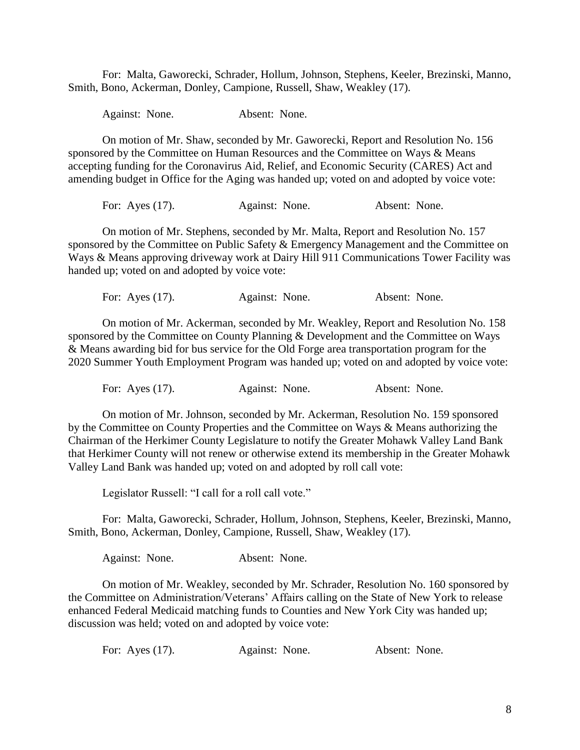For: Malta, Gaworecki, Schrader, Hollum, Johnson, Stephens, Keeler, Brezinski, Manno, Smith, Bono, Ackerman, Donley, Campione, Russell, Shaw, Weakley (17).

Against: None. Absent: None.

On motion of Mr. Shaw, seconded by Mr. Gaworecki, Report and Resolution No. 156 sponsored by the Committee on Human Resources and the Committee on Ways & Means accepting funding for the Coronavirus Aid, Relief, and Economic Security (CARES) Act and amending budget in Office for the Aging was handed up; voted on and adopted by voice vote:

For: Ayes (17). Against: None. Absent: None.

On motion of Mr. Stephens, seconded by Mr. Malta, Report and Resolution No. 157 sponsored by the Committee on Public Safety & Emergency Management and the Committee on Ways & Means approving driveway work at Dairy Hill 911 Communications Tower Facility was handed up; voted on and adopted by voice vote:

For: Ayes (17). Against: None. Absent: None.

On motion of Mr. Ackerman, seconded by Mr. Weakley, Report and Resolution No. 158 sponsored by the Committee on County Planning & Development and the Committee on Ways & Means awarding bid for bus service for the Old Forge area transportation program for the 2020 Summer Youth Employment Program was handed up; voted on and adopted by voice vote:

For: Ayes (17). Against: None. Absent: None.

On motion of Mr. Johnson, seconded by Mr. Ackerman, Resolution No. 159 sponsored by the Committee on County Properties and the Committee on Ways & Means authorizing the Chairman of the Herkimer County Legislature to notify the Greater Mohawk Valley Land Bank that Herkimer County will not renew or otherwise extend its membership in the Greater Mohawk Valley Land Bank was handed up; voted on and adopted by roll call vote:

Legislator Russell: "I call for a roll call vote."

For: Malta, Gaworecki, Schrader, Hollum, Johnson, Stephens, Keeler, Brezinski, Manno, Smith, Bono, Ackerman, Donley, Campione, Russell, Shaw, Weakley (17).

Against: None. Absent: None.

On motion of Mr. Weakley, seconded by Mr. Schrader, Resolution No. 160 sponsored by the Committee on Administration/Veterans' Affairs calling on the State of New York to release enhanced Federal Medicaid matching funds to Counties and New York City was handed up; discussion was held; voted on and adopted by voice vote:

For: Ayes (17). Against: None. Absent: None.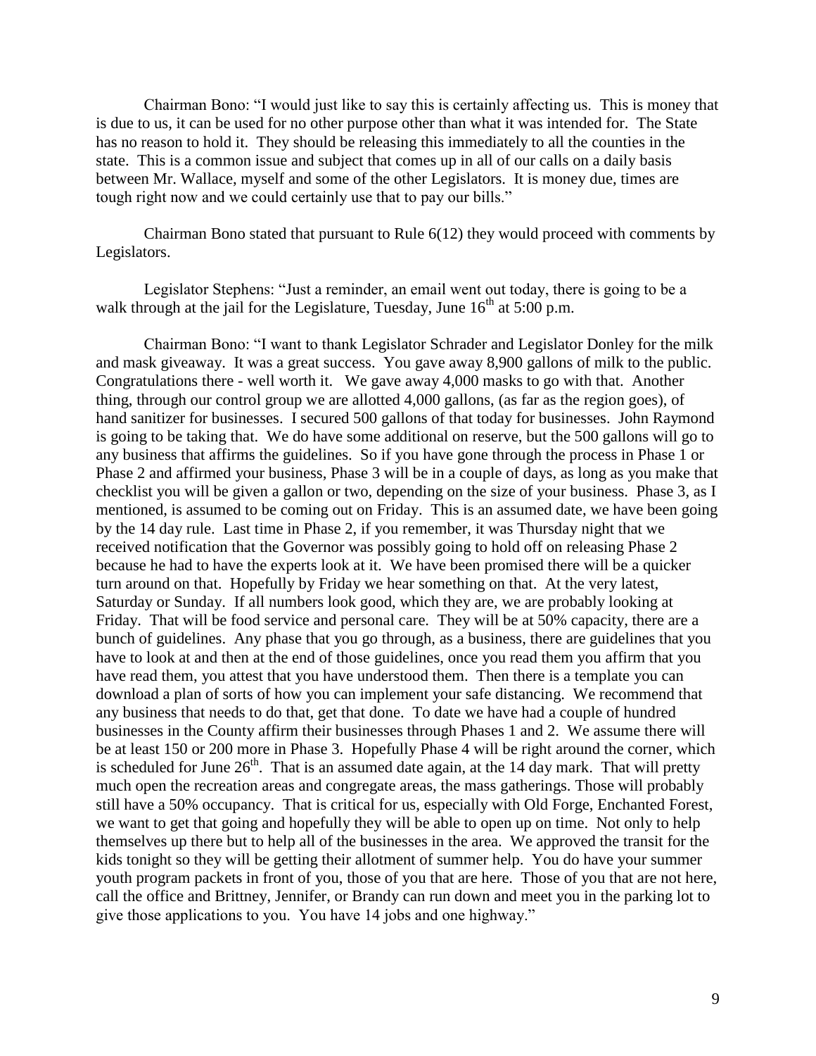Chairman Bono: "I would just like to say this is certainly affecting us. This is money that is due to us, it can be used for no other purpose other than what it was intended for. The State has no reason to hold it. They should be releasing this immediately to all the counties in the state. This is a common issue and subject that comes up in all of our calls on a daily basis between Mr. Wallace, myself and some of the other Legislators. It is money due, times are tough right now and we could certainly use that to pay our bills."

Chairman Bono stated that pursuant to Rule 6(12) they would proceed with comments by Legislators.

Legislator Stephens: "Just a reminder, an email went out today, there is going to be a walk through at the jail for the Legislature, Tuesday, June 16th at 5:00 p.m.

Chairman Bono: "I want to thank Legislator Schrader and Legislator Donley for the milk and mask giveaway. It was a great success. You gave away 8,900 gallons of milk to the public. Congratulations there - well worth it. We gave away 4,000 masks to go with that. Another thing, through our control group we are allotted 4,000 gallons, (as far as the region goes), of hand sanitizer for businesses. I secured 500 gallons of that today for businesses. John Raymond is going to be taking that. We do have some additional on reserve, but the 500 gallons will go to any business that affirms the guidelines. So if you have gone through the process in Phase 1 or Phase 2 and affirmed your business, Phase 3 will be in a couple of days, as long as you make that checklist you will be given a gallon or two, depending on the size of your business. Phase 3, as I mentioned, is assumed to be coming out on Friday. This is an assumed date, we have been going by the 14 day rule. Last time in Phase 2, if you remember, it was Thursday night that we received notification that the Governor was possibly going to hold off on releasing Phase 2 because he had to have the experts look at it. We have been promised there will be a quicker turn around on that. Hopefully by Friday we hear something on that. At the very latest, Saturday or Sunday. If all numbers look good, which they are, we are probably looking at Friday. That will be food service and personal care. They will be at 50% capacity, there are a bunch of guidelines. Any phase that you go through, as a business, there are guidelines that you have to look at and then at the end of those guidelines, once you read them you affirm that you have read them, you attest that you have understood them. Then there is a template you can download a plan of sorts of how you can implement your safe distancing. We recommend that any business that needs to do that, get that done. To date we have had a couple of hundred businesses in the County affirm their businesses through Phases 1 and 2. We assume there will be at least 150 or 200 more in Phase 3. Hopefully Phase 4 will be right around the corner, which is scheduled for June 26th. That is an assumed date again, at the 14 day mark. That will pretty much open the recreation areas and congregate areas, the mass gatherings. Those will probably still have a 50% occupancy. That is critical for us, especially with Old Forge, Enchanted Forest, we want to get that going and hopefully they will be able to open up on time. Not only to help themselves up there but to help all of the businesses in the area. We approved the transit for the kids tonight so they will be getting their allotment of summer help. You do have your summer youth program packets in front of you, those of you that are here. Those of you that are not here, call the office and Brittney, Jennifer, or Brandy can run down and meet you in the parking lot to give those applications to you. You have 14 jobs and one highway."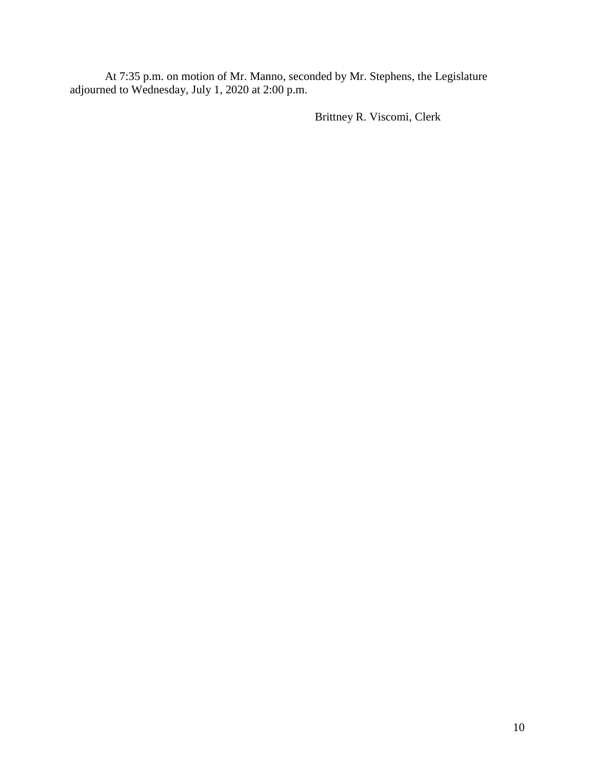At 7:35 p.m. on motion of Mr. Manno, seconded by Mr. Stephens, the Legislature adjourned to Wednesday, July 1, 2020 at 2:00 p.m.

Brittney R. Viscomi, Clerk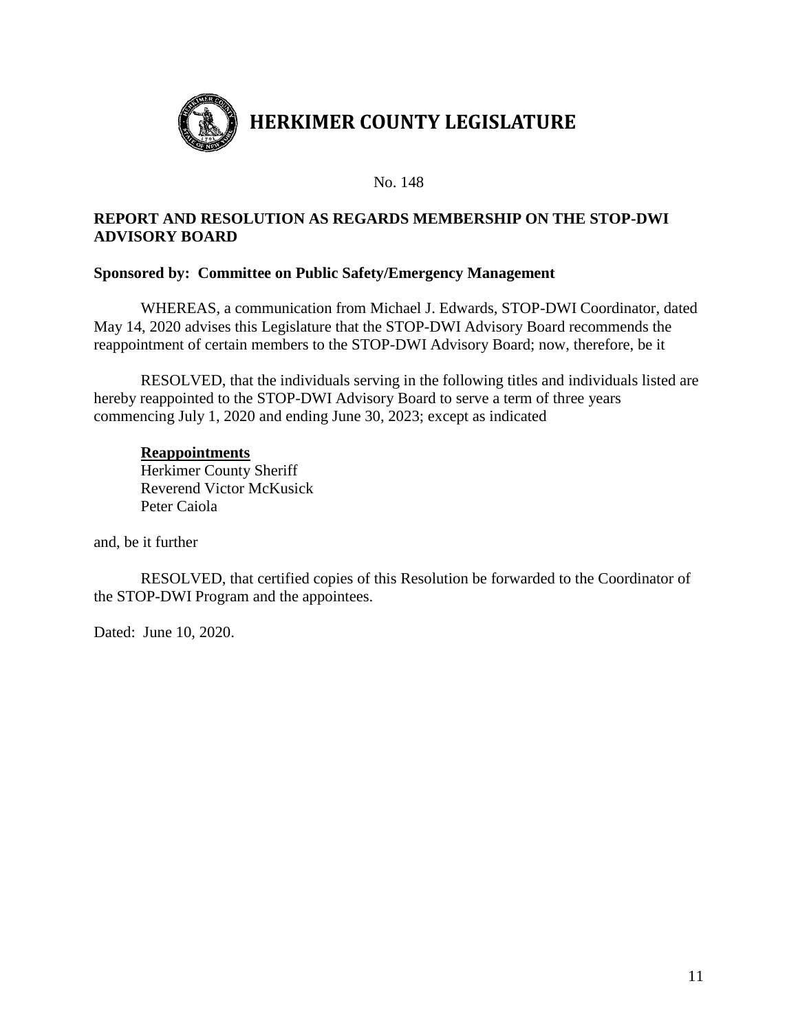# HERKIMER COUNTY LEGISLATURE

No. 148

**REPORT AND RESOLUTION AS REGARDS MEMBERSHIP ON THE STOP-DWI ADVISORY BOARD**

**Sponsored by: Committee on Public Safety/Emergency Management**

WHEREAS, a communication from Michael J. Edwards, STOP-DWI Coordinator, dated May 14, 2020 advises this Legislature that the STOP-DWI Advisory Board recommends the reappointment of certain members to the STOP-DWI Advisory Board; now, therefore, be it

RESOLVED, that the individuals serving in the following titles and individuals listed are hereby reappointed to the STOP-DWI Advisory Board to serve a term of three years commencing July 1, 2020 and ending June 30, 2023; except as indicated

**Reappointments**
Herkimer County Sheriff
Reverend Victor McKusick
Peter Caiola

and, be it further

RESOLVED, that certified copies of this Resolution be forwarded to the Coordinator of the STOP-DWI Program and the appointees.

Dated: June 10, 2020.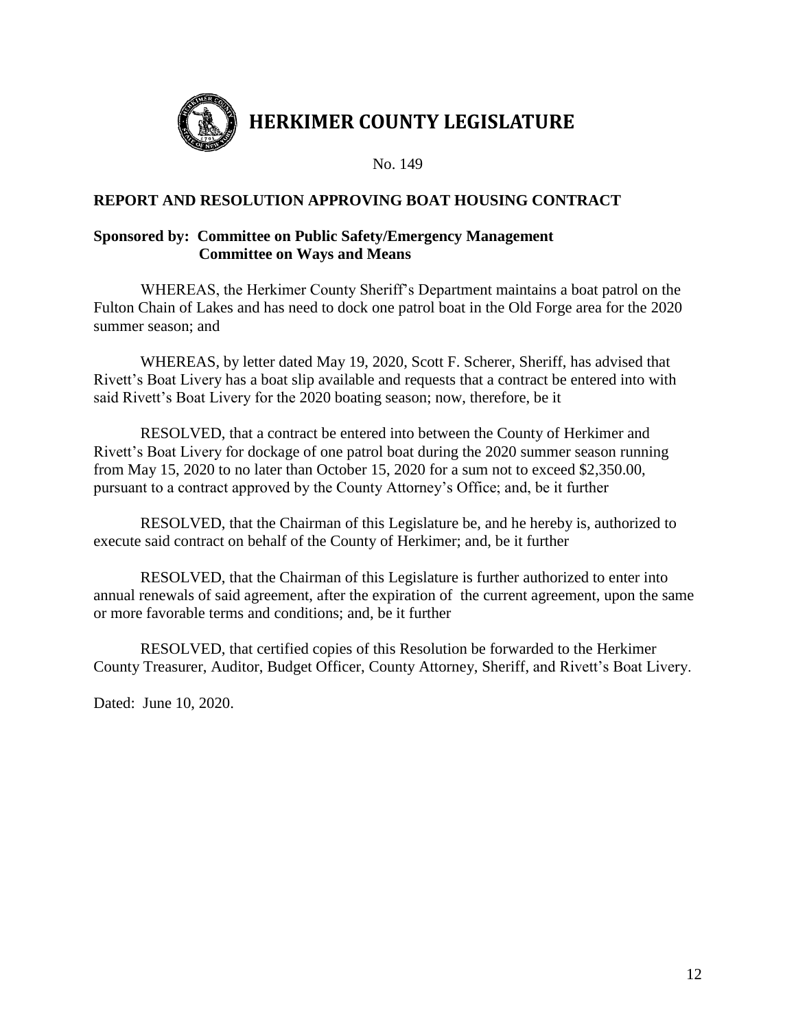# HERKIMER COUNTY LEGISLATURE

No. 149

**REPORT AND RESOLUTION APPROVING BOAT HOUSING CONTRACT**

**Sponsored by: Committee on Public Safety/Emergency Management**
**Committee on Ways and Means**

WHEREAS, the Herkimer County Sheriff's Department maintains a boat patrol on the Fulton Chain of Lakes and has need to dock one patrol boat in the Old Forge area for the 2020 summer season; and

WHEREAS, by letter dated May 19, 2020, Scott F. Scherer, Sheriff, has advised that Rivett's Boat Livery has a boat slip available and requests that a contract be entered into with said Rivett's Boat Livery for the 2020 boating season; now, therefore, be it

RESOLVED, that a contract be entered into between the County of Herkimer and Rivett's Boat Livery for dockage of one patrol boat during the 2020 summer season running from May 15, 2020 to no later than October 15, 2020 for a sum not to exceed $2,350.00, pursuant to a contract approved by the County Attorney's Office; and, be it further

RESOLVED, that the Chairman of this Legislature be, and he hereby is, authorized to execute said contract on behalf of the County of Herkimer; and, be it further

RESOLVED, that the Chairman of this Legislature is further authorized to enter into annual renewals of said agreement, after the expiration of the current agreement, upon the same or more favorable terms and conditions; and, be it further

RESOLVED, that certified copies of this Resolution be forwarded to the Herkimer County Treasurer, Auditor, Budget Officer, County Attorney, Sheriff, and Rivett's Boat Livery.

Dated: June 10, 2020.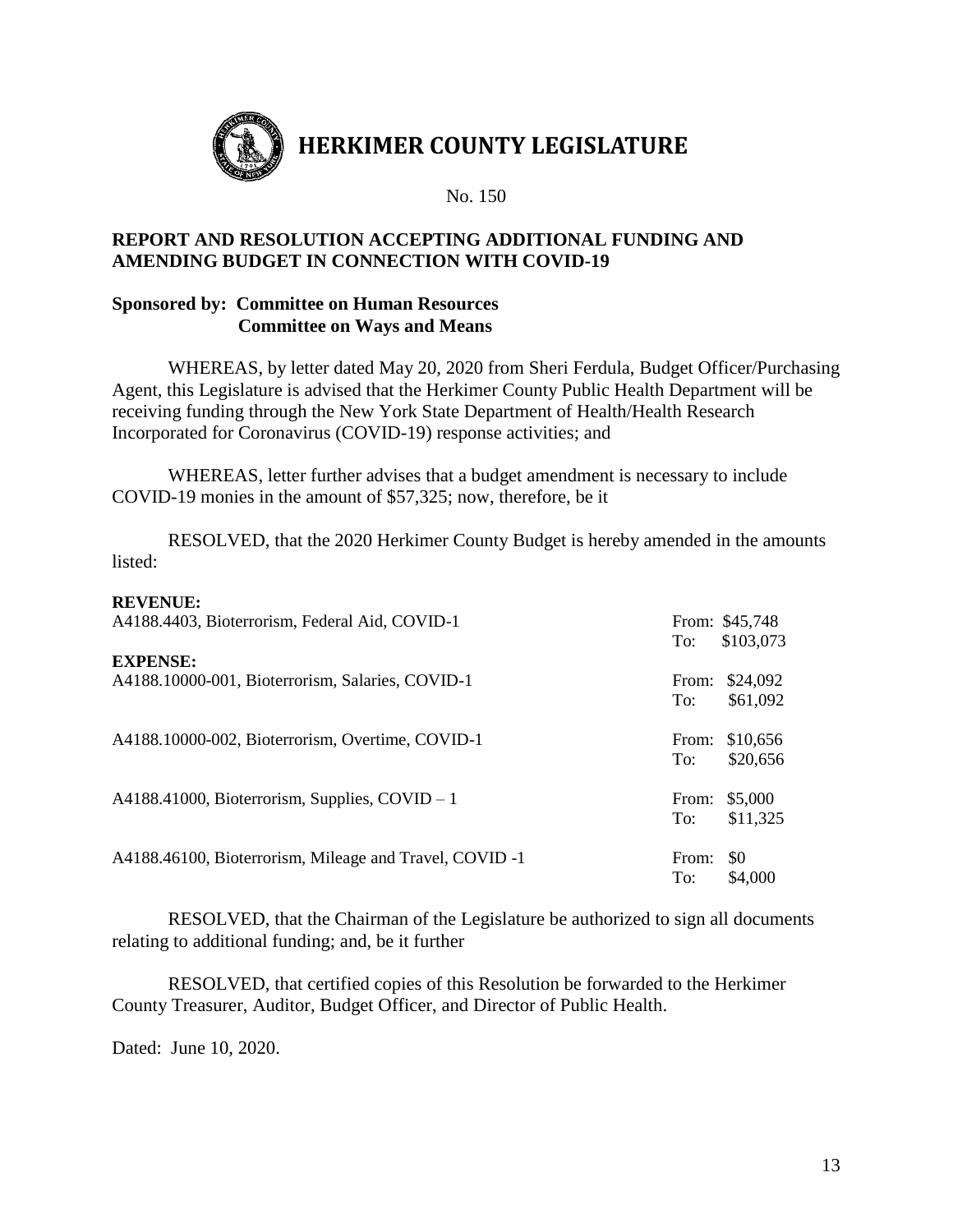# HERKIMER COUNTY LEGISLATURE

No. 150

## REPORT AND RESOLUTION ACCEPTING ADDITIONAL FUNDING AND AMENDING BUDGET IN CONNECTION WITH COVID-19

**Sponsored by: Committee on Human Resources**
**Committee on Ways and Means**

WHEREAS, by letter dated May 20, 2020 from Sheri Ferdula, Budget Officer/Purchasing Agent, this Legislature is advised that the Herkimer County Public Health Department will be receiving funding through the New York State Department of Health/Health Research Incorporated for Coronavirus (COVID-19) response activities; and

WHEREAS, letter further advises that a budget amendment is necessary to include COVID-19 monies in the amount of $57,325; now, therefore, be it

RESOLVED, that the 2020 Herkimer County Budget is hereby amended in the amounts listed:

**REVENUE:**

| Account | | |
|---|---|---|
| A4188.4403, Bioterrorism, Federal Aid, COVID-1 | From: | $45,748 |
| | To: | $103,073 |

**EXPENSE:**

| Account | | |
|---|---|---|
| A4188.10000-001, Bioterrorism, Salaries, COVID-1 | From: | $24,092 |
| | To: | $61,092 |
| A4188.10000-002, Bioterrorism, Overtime, COVID-1 | From: | $10,656 |
| | To: | $20,656 |
| A4188.41000, Bioterrorism, Supplies, COVID – 1 | From: | $5,000 |
| | To: | $11,325 |
| A4188.46100, Bioterrorism, Mileage and Travel, COVID -1 | From: | $0 |
| | To: | $4,000 |

RESOLVED, that the Chairman of the Legislature be authorized to sign all documents relating to additional funding; and, be it further

RESOLVED, that certified copies of this Resolution be forwarded to the Herkimer County Treasurer, Auditor, Budget Officer, and Director of Public Health.

Dated: June 10, 2020.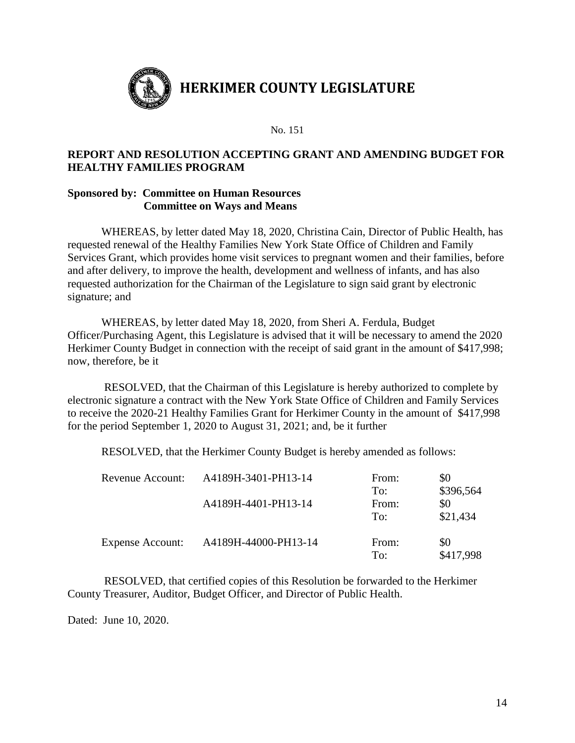# HERKIMER COUNTY LEGISLATURE

No. 151

**REPORT AND RESOLUTION ACCEPTING GRANT AND AMENDING BUDGET FOR HEALTHY FAMILIES PROGRAM**

**Sponsored by: Committee on Human Resources**
**Committee on Ways and Means**

WHEREAS, by letter dated May 18, 2020, Christina Cain, Director of Public Health, has requested renewal of the Healthy Families New York State Office of Children and Family Services Grant, which provides home visit services to pregnant women and their families, before and after delivery, to improve the health, development and wellness of infants, and has also requested authorization for the Chairman of the Legislature to sign said grant by electronic signature; and

WHEREAS, by letter dated May 18, 2020, from Sheri A. Ferdula, Budget Officer/Purchasing Agent, this Legislature is advised that it will be necessary to amend the 2020 Herkimer County Budget in connection with the receipt of said grant in the amount of $417,998; now, therefore, be it

RESOLVED, that the Chairman of this Legislature is hereby authorized to complete by electronic signature a contract with the New York State Office of Children and Family Services to receive the 2020-21 Healthy Families Grant for Herkimer County in the amount of $417,998 for the period September 1, 2020 to August 31, 2021; and, be it further

RESOLVED, that the Herkimer County Budget is hereby amended as follows:

| | | | |
|---|---|---|---|
| Revenue Account: | A4189H-3401-PH13-14 | From: | $0 |
| | | To: | $396,564 |
| | A4189H-4401-PH13-14 | From: | $0 |
| | | To: | $21,434 |
| Expense Account: | A4189H-44000-PH13-14 | From: | $0 |
| | | To: | $417,998 |

RESOLVED, that certified copies of this Resolution be forwarded to the Herkimer County Treasurer, Auditor, Budget Officer, and Director of Public Health.

Dated: June 10, 2020.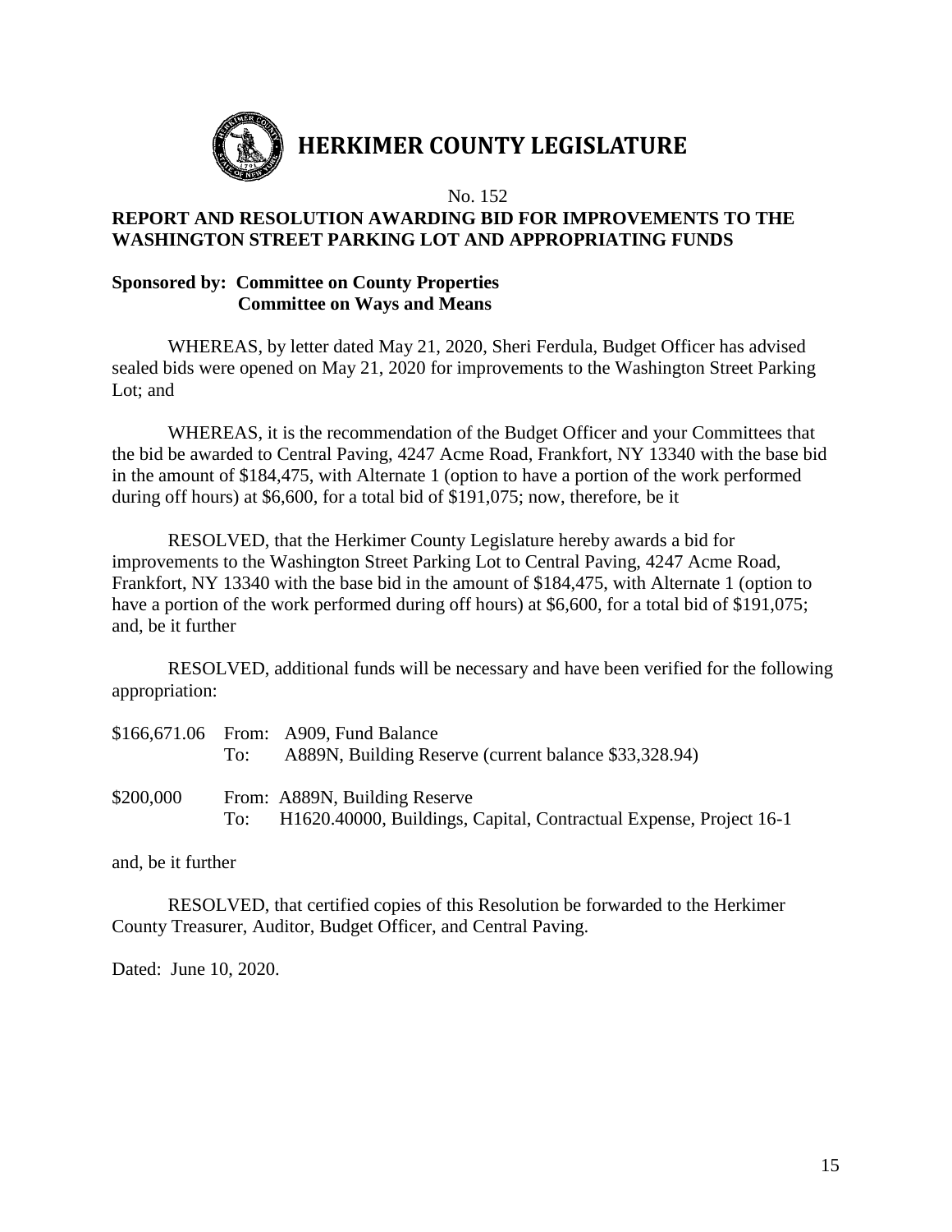# HERKIMER COUNTY LEGISLATURE

No. 152

**REPORT AND RESOLUTION AWARDING BID FOR IMPROVEMENTS TO THE WASHINGTON STREET PARKING LOT AND APPROPRIATING FUNDS**

**Sponsored by: Committee on County Properties**
**Committee on Ways and Means**

WHEREAS, by letter dated May 21, 2020, Sheri Ferdula, Budget Officer has advised sealed bids were opened on May 21, 2020 for improvements to the Washington Street Parking Lot; and

WHEREAS, it is the recommendation of the Budget Officer and your Committees that the bid be awarded to Central Paving, 4247 Acme Road, Frankfort, NY 13340 with the base bid in the amount of $184,475, with Alternate 1 (option to have a portion of the work performed during off hours) at $6,600, for a total bid of $191,075; now, therefore, be it

RESOLVED, that the Herkimer County Legislature hereby awards a bid for improvements to the Washington Street Parking Lot to Central Paving, 4247 Acme Road, Frankfort, NY 13340 with the base bid in the amount of $184,475, with Alternate 1 (option to have a portion of the work performed during off hours) at $6,600, for a total bid of $191,075; and, be it further

RESOLVED, additional funds will be necessary and have been verified for the following appropriation:

$166,671.06 From: A909, Fund Balance
To: A889N, Building Reserve (current balance $33,328.94)

$200,000 From: A889N, Building Reserve
To: H1620.40000, Buildings, Capital, Contractual Expense, Project 16-1

and, be it further

RESOLVED, that certified copies of this Resolution be forwarded to the Herkimer County Treasurer, Auditor, Budget Officer, and Central Paving.

Dated: June 10, 2020.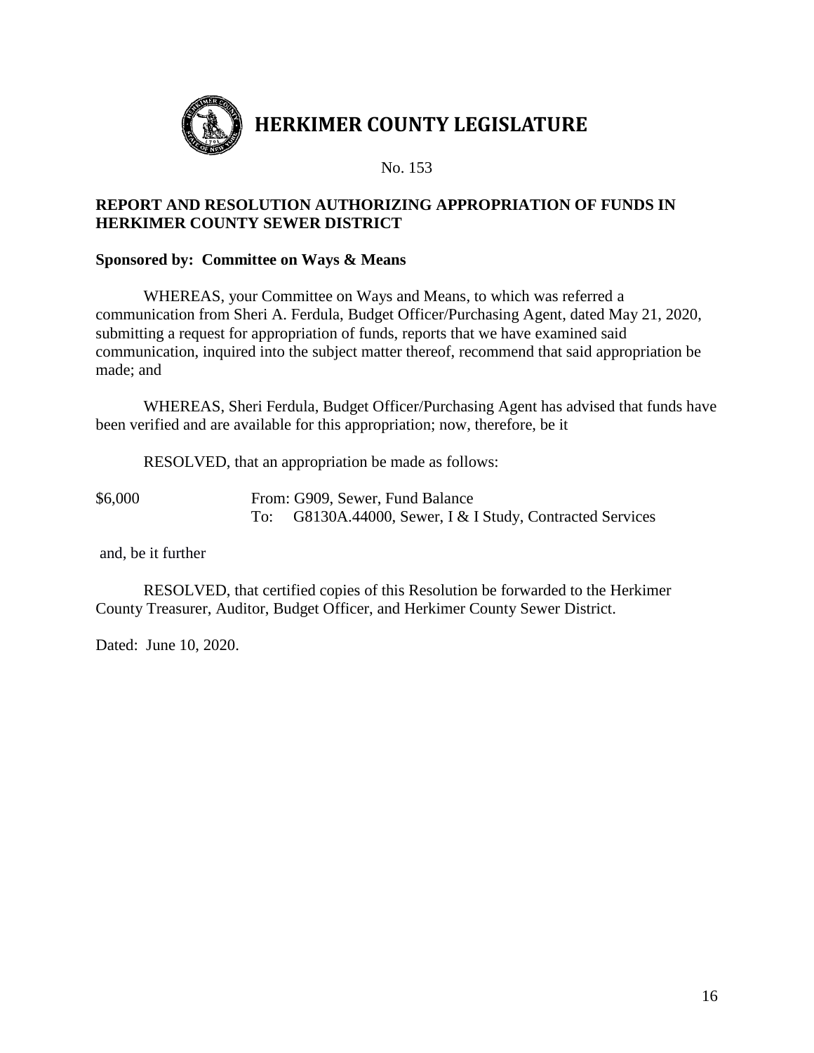# HERKIMER COUNTY LEGISLATURE

No. 153

**REPORT AND RESOLUTION AUTHORIZING APPROPRIATION OF FUNDS IN HERKIMER COUNTY SEWER DISTRICT**

**Sponsored by: Committee on Ways & Means**

WHEREAS, your Committee on Ways and Means, to which was referred a communication from Sheri A. Ferdula, Budget Officer/Purchasing Agent, dated May 21, 2020, submitting a request for appropriation of funds, reports that we have examined said communication, inquired into the subject matter thereof, recommend that said appropriation be made; and

WHEREAS, Sheri Ferdula, Budget Officer/Purchasing Agent has advised that funds have been verified and are available for this appropriation; now, therefore, be it

RESOLVED, that an appropriation be made as follows:

$6,000 From: G909, Sewer, Fund Balance
To: G8130A.44000, Sewer, I & I Study, Contracted Services

and, be it further

RESOLVED, that certified copies of this Resolution be forwarded to the Herkimer County Treasurer, Auditor, Budget Officer, and Herkimer County Sewer District.

Dated: June 10, 2020.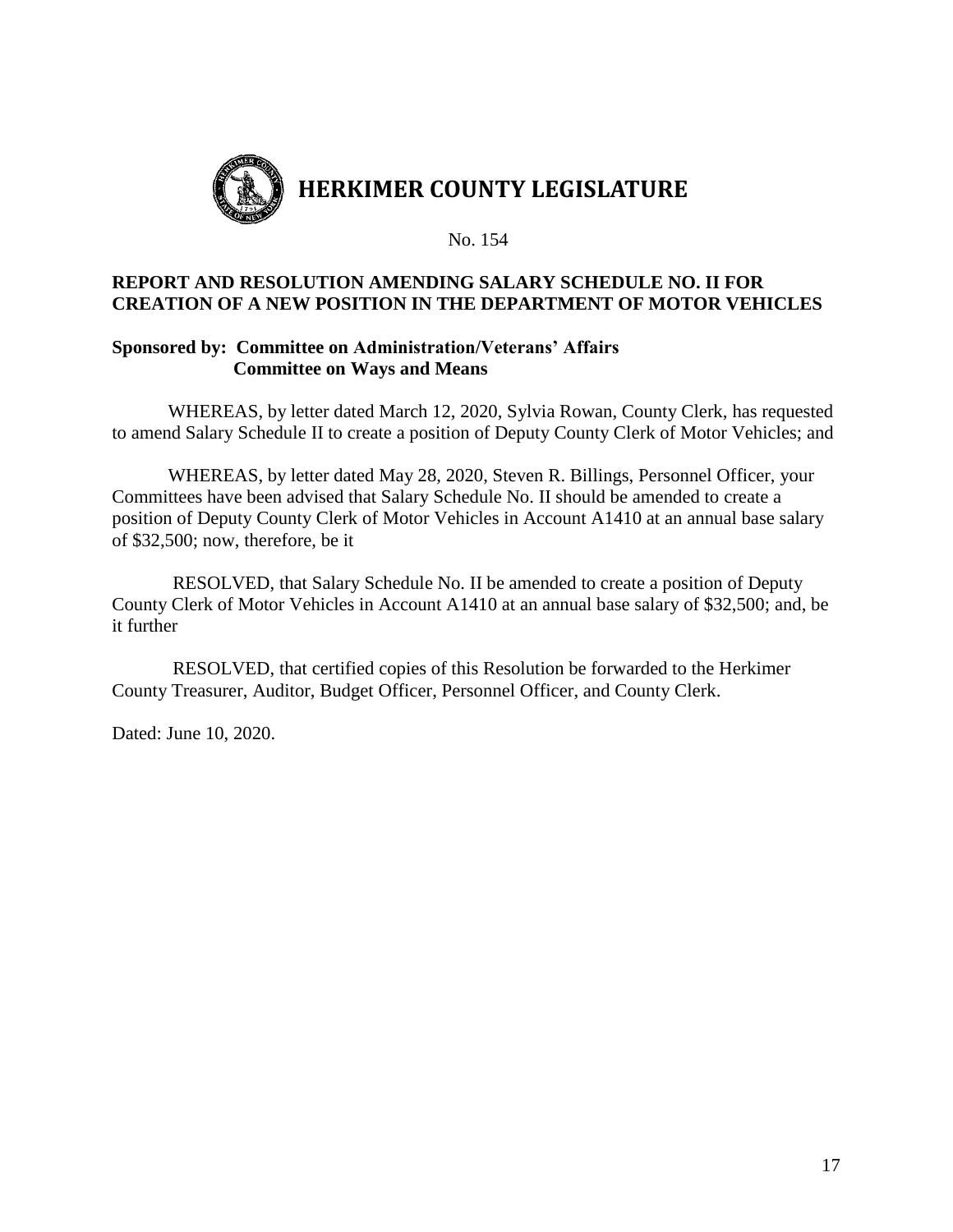# HERKIMER COUNTY LEGISLATURE

No. 154

**REPORT AND RESOLUTION AMENDING SALARY SCHEDULE NO. II FOR CREATION OF A NEW POSITION IN THE DEPARTMENT OF MOTOR VEHICLES**

**Sponsored by: Committee on Administration/Veterans' Affairs**
**Committee on Ways and Means**

WHEREAS, by letter dated March 12, 2020, Sylvia Rowan, County Clerk, has requested to amend Salary Schedule II to create a position of Deputy County Clerk of Motor Vehicles; and

WHEREAS, by letter dated May 28, 2020, Steven R. Billings, Personnel Officer, your Committees have been advised that Salary Schedule No. II should be amended to create a position of Deputy County Clerk of Motor Vehicles in Account A1410 at an annual base salary of $32,500; now, therefore, be it

RESOLVED, that Salary Schedule No. II be amended to create a position of Deputy County Clerk of Motor Vehicles in Account A1410 at an annual base salary of $32,500; and, be it further

RESOLVED, that certified copies of this Resolution be forwarded to the Herkimer County Treasurer, Auditor, Budget Officer, Personnel Officer, and County Clerk.

Dated: June 10, 2020.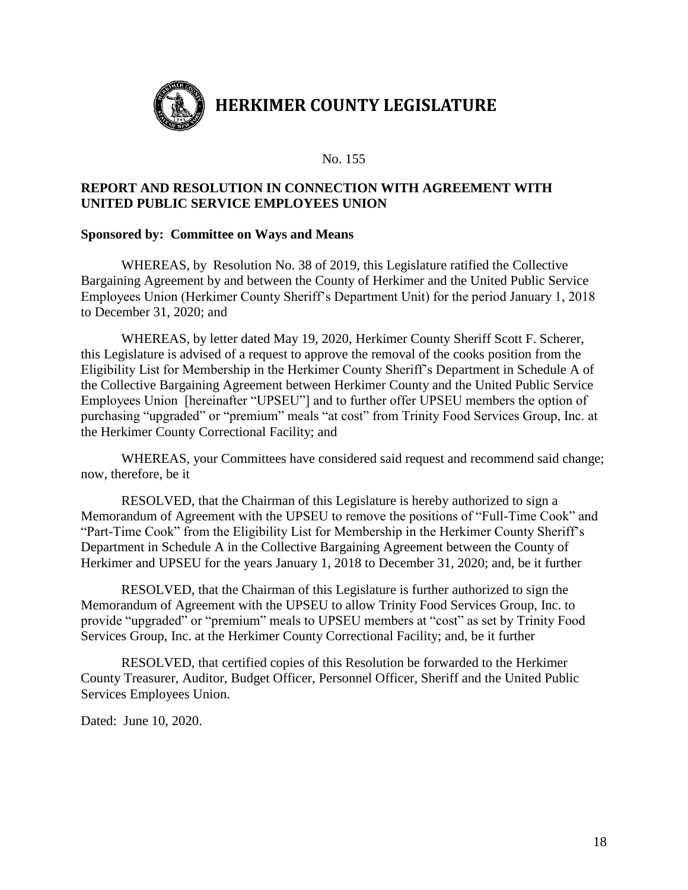# HERKIMER COUNTY LEGISLATURE

No. 155

**REPORT AND RESOLUTION IN CONNECTION WITH AGREEMENT WITH UNITED PUBLIC SERVICE EMPLOYEES UNION**

**Sponsored by: Committee on Ways and Means**

WHEREAS, by Resolution No. 38 of 2019, this Legislature ratified the Collective Bargaining Agreement by and between the County of Herkimer and the United Public Service Employees Union (Herkimer County Sheriff's Department Unit) for the period January 1, 2018 to December 31, 2020; and

WHEREAS, by letter dated May 19, 2020, Herkimer County Sheriff Scott F. Scherer, this Legislature is advised of a request to approve the removal of the cooks position from the Eligibility List for Membership in the Herkimer County Sheriff's Department in Schedule A of the Collective Bargaining Agreement between Herkimer County and the United Public Service Employees Union [hereinafter "UPSEU"] and to further offer UPSEU members the option of purchasing "upgraded" or "premium" meals "at cost" from Trinity Food Services Group, Inc. at the Herkimer County Correctional Facility; and

WHEREAS, your Committees have considered said request and recommend said change; now, therefore, be it

RESOLVED, that the Chairman of this Legislature is hereby authorized to sign a Memorandum of Agreement with the UPSEU to remove the positions of "Full-Time Cook" and "Part-Time Cook" from the Eligibility List for Membership in the Herkimer County Sheriff's Department in Schedule A in the Collective Bargaining Agreement between the County of Herkimer and UPSEU for the years January 1, 2018 to December 31, 2020; and, be it further

RESOLVED, that the Chairman of this Legislature is further authorized to sign the Memorandum of Agreement with the UPSEU to allow Trinity Food Services Group, Inc. to provide "upgraded" or "premium" meals to UPSEU members at "cost" as set by Trinity Food Services Group, Inc. at the Herkimer County Correctional Facility; and, be it further

RESOLVED, that certified copies of this Resolution be forwarded to the Herkimer County Treasurer, Auditor, Budget Officer, Personnel Officer, Sheriff and the United Public Services Employees Union.

Dated: June 10, 2020.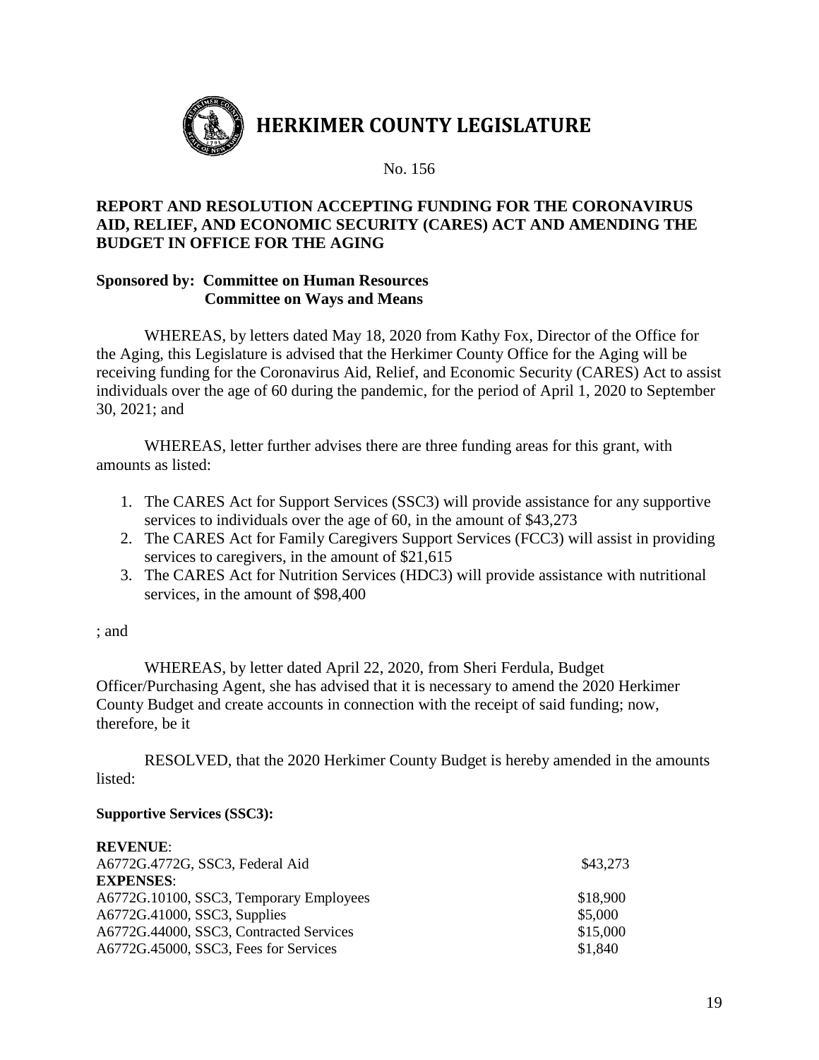# HERKIMER COUNTY LEGISLATURE

No. 156

**REPORT AND RESOLUTION ACCEPTING FUNDING FOR THE CORONAVIRUS AID, RELIEF, AND ECONOMIC SECURITY (CARES) ACT AND AMENDING THE BUDGET IN OFFICE FOR THE AGING**

**Sponsored by: Committee on Human Resources**
**Committee on Ways and Means**

WHEREAS, by letters dated May 18, 2020 from Kathy Fox, Director of the Office for the Aging, this Legislature is advised that the Herkimer County Office for the Aging will be receiving funding for the Coronavirus Aid, Relief, and Economic Security (CARES) Act to assist individuals over the age of 60 during the pandemic, for the period of April 1, 2020 to September 30, 2021; and

WHEREAS, letter further advises there are three funding areas for this grant, with amounts as listed:

1. The CARES Act for Support Services (SSC3) will provide assistance for any supportive services to individuals over the age of 60, in the amount of $43,273
2. The CARES Act for Family Caregivers Support Services (FCC3) will assist in providing services to caregivers, in the amount of $21,615
3. The CARES Act for Nutrition Services (HDC3) will provide assistance with nutritional services, in the amount of $98,400

; and

WHEREAS, by letter dated April 22, 2020, from Sheri Ferdula, Budget Officer/Purchasing Agent, she has advised that it is necessary to amend the 2020 Herkimer County Budget and create accounts in connection with the receipt of said funding; now, therefore, be it

RESOLVED, that the 2020 Herkimer County Budget is hereby amended in the amounts listed:

**Supportive Services (SSC3):**

| | |
|---|---|
| **REVENUE**: | |
| A6772G.4772G, SSC3, Federal Aid | $43,273 |
| **EXPENSES**: | |
| A6772G.10100, SSC3, Temporary Employees | $18,900 |
| A6772G.41000, SSC3, Supplies | $5,000 |
| A6772G.44000, SSC3, Contracted Services | $15,000 |
| A6772G.45000, SSC3, Fees for Services | $1,840 |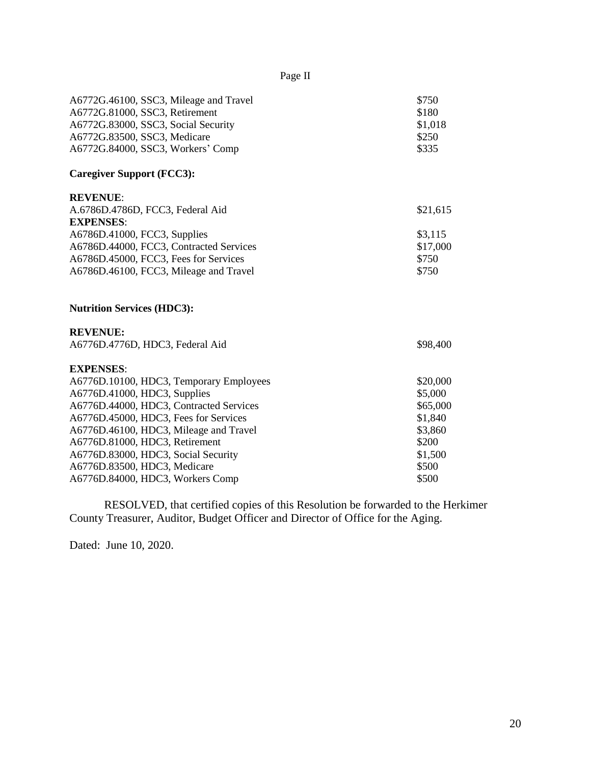Page II

| | |
|---|---|
| A6772G.46100, SSC3, Mileage and Travel | $750 |
| A6772G.81000, SSC3, Retirement | $180 |
| A6772G.83000, SSC3, Social Security | $1,018 |
| A6772G.83500, SSC3, Medicare | $250 |
| A6772G.84000, SSC3, Workers' Comp | $335 |

**Caregiver Support (FCC3):**

**REVENUE**:

| | |
|---|---|
| A.6786D.4786D, FCC3, Federal Aid | $21,615 |

**EXPENSES**:

| | |
|---|---|
| A6786D.41000, FCC3, Supplies | $3,115 |
| A6786D.44000, FCC3, Contracted Services | $17,000 |
| A6786D.45000, FCC3, Fees for Services | $750 |
| A6786D.46100, FCC3, Mileage and Travel | $750 |

**Nutrition Services (HDC3):**

**REVENUE:**

| | |
|---|---|
| A6776D.4776D, HDC3, Federal Aid | $98,400 |

**EXPENSES**:

| | |
|---|---|
| A6776D.10100, HDC3, Temporary Employees | $20,000 |
| A6776D.41000, HDC3, Supplies | $5,000 |
| A6776D.44000, HDC3, Contracted Services | $65,000 |
| A6776D.45000, HDC3, Fees for Services | $1,840 |
| A6776D.46100, HDC3, Mileage and Travel | $3,860 |
| A6776D.81000, HDC3, Retirement | $200 |
| A6776D.83000, HDC3, Social Security | $1,500 |
| A6776D.83500, HDC3, Medicare | $500 |
| A6776D.84000, HDC3, Workers Comp | $500 |

RESOLVED, that certified copies of this Resolution be forwarded to the Herkimer County Treasurer, Auditor, Budget Officer and Director of Office for the Aging.

Dated: June 10, 2020.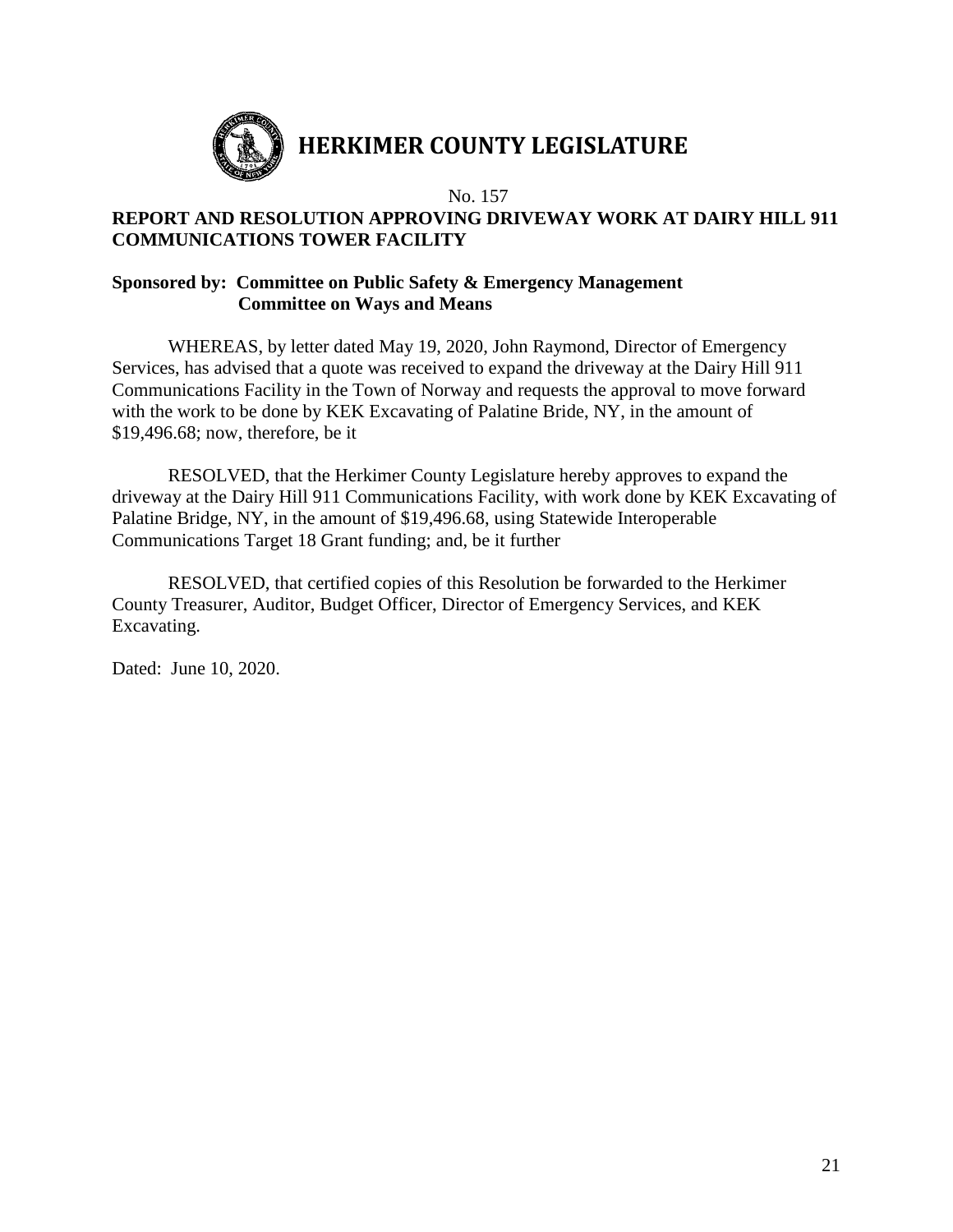# HERKIMER COUNTY LEGISLATURE

No. 157

**REPORT AND RESOLUTION APPROVING DRIVEWAY WORK AT DAIRY HILL 911 COMMUNICATIONS TOWER FACILITY**

**Sponsored by: Committee on Public Safety & Emergency Management**
**Committee on Ways and Means**

WHEREAS, by letter dated May 19, 2020, John Raymond, Director of Emergency Services, has advised that a quote was received to expand the driveway at the Dairy Hill 911 Communications Facility in the Town of Norway and requests the approval to move forward with the work to be done by KEK Excavating of Palatine Bride, NY, in the amount of $19,496.68; now, therefore, be it

RESOLVED, that the Herkimer County Legislature hereby approves to expand the driveway at the Dairy Hill 911 Communications Facility, with work done by KEK Excavating of Palatine Bridge, NY, in the amount of $19,496.68, using Statewide Interoperable Communications Target 18 Grant funding; and, be it further

RESOLVED, that certified copies of this Resolution be forwarded to the Herkimer County Treasurer, Auditor, Budget Officer, Director of Emergency Services, and KEK Excavating.

Dated: June 10, 2020.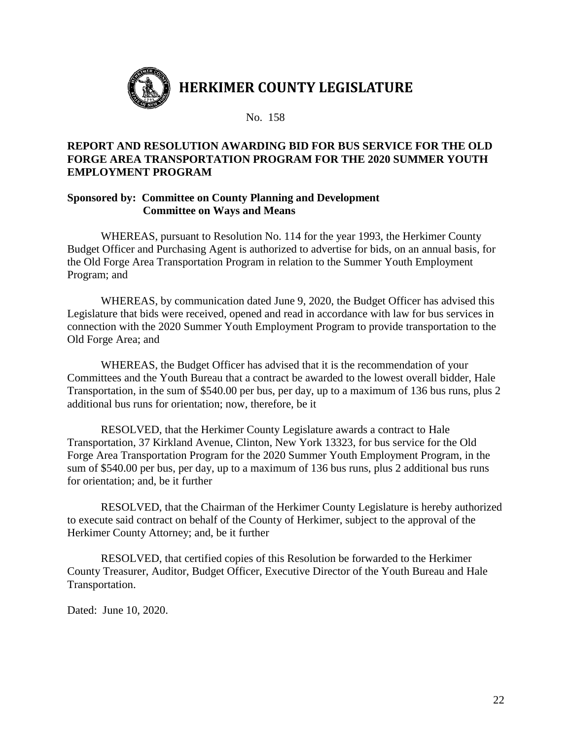# HERKIMER COUNTY LEGISLATURE

No. 158

**REPORT AND RESOLUTION AWARDING BID FOR BUS SERVICE FOR THE OLD FORGE AREA TRANSPORTATION PROGRAM FOR THE 2020 SUMMER YOUTH EMPLOYMENT PROGRAM**

**Sponsored by: Committee on County Planning and Development**
**Committee on Ways and Means**

WHEREAS, pursuant to Resolution No. 114 for the year 1993, the Herkimer County Budget Officer and Purchasing Agent is authorized to advertise for bids, on an annual basis, for the Old Forge Area Transportation Program in relation to the Summer Youth Employment Program; and

WHEREAS, by communication dated June 9, 2020, the Budget Officer has advised this Legislature that bids were received, opened and read in accordance with law for bus services in connection with the 2020 Summer Youth Employment Program to provide transportation to the Old Forge Area; and

WHEREAS, the Budget Officer has advised that it is the recommendation of your Committees and the Youth Bureau that a contract be awarded to the lowest overall bidder, Hale Transportation, in the sum of $540.00 per bus, per day, up to a maximum of 136 bus runs, plus 2 additional bus runs for orientation; now, therefore, be it

RESOLVED, that the Herkimer County Legislature awards a contract to Hale Transportation, 37 Kirkland Avenue, Clinton, New York 13323, for bus service for the Old Forge Area Transportation Program for the 2020 Summer Youth Employment Program, in the sum of $540.00 per bus, per day, up to a maximum of 136 bus runs, plus 2 additional bus runs for orientation; and, be it further

RESOLVED, that the Chairman of the Herkimer County Legislature is hereby authorized to execute said contract on behalf of the County of Herkimer, subject to the approval of the Herkimer County Attorney; and, be it further

RESOLVED, that certified copies of this Resolution be forwarded to the Herkimer County Treasurer, Auditor, Budget Officer, Executive Director of the Youth Bureau and Hale Transportation.

Dated: June 10, 2020.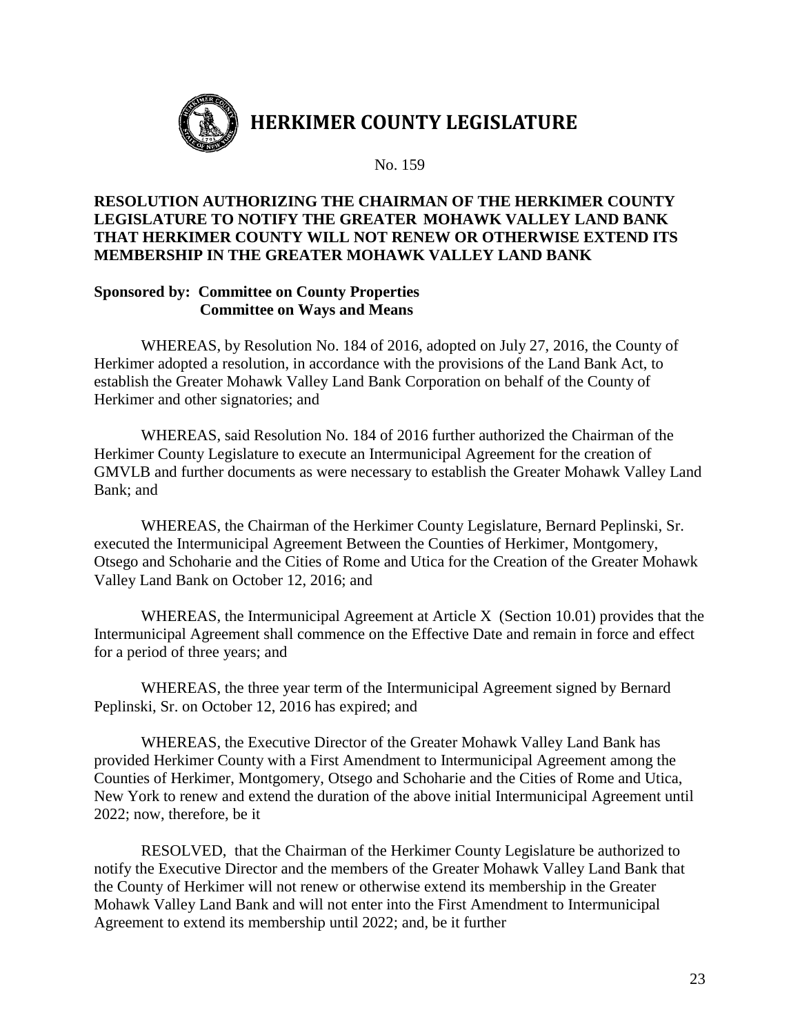# HERKIMER COUNTY LEGISLATURE

No. 159

**RESOLUTION AUTHORIZING THE CHAIRMAN OF THE HERKIMER COUNTY LEGISLATURE TO NOTIFY THE GREATER MOHAWK VALLEY LAND BANK THAT HERKIMER COUNTY WILL NOT RENEW OR OTHERWISE EXTEND ITS MEMBERSHIP IN THE GREATER MOHAWK VALLEY LAND BANK**

**Sponsored by: Committee on County Properties**
**Committee on Ways and Means**

WHEREAS, by Resolution No. 184 of 2016, adopted on July 27, 2016, the County of Herkimer adopted a resolution, in accordance with the provisions of the Land Bank Act, to establish the Greater Mohawk Valley Land Bank Corporation on behalf of the County of Herkimer and other signatories; and

WHEREAS, said Resolution No. 184 of 2016 further authorized the Chairman of the Herkimer County Legislature to execute an Intermunicipal Agreement for the creation of GMVLB and further documents as were necessary to establish the Greater Mohawk Valley Land Bank; and

WHEREAS, the Chairman of the Herkimer County Legislature, Bernard Peplinski, Sr. executed the Intermunicipal Agreement Between the Counties of Herkimer, Montgomery, Otsego and Schoharie and the Cities of Rome and Utica for the Creation of the Greater Mohawk Valley Land Bank on October 12, 2016; and

WHEREAS, the Intermunicipal Agreement at Article X (Section 10.01) provides that the Intermunicipal Agreement shall commence on the Effective Date and remain in force and effect for a period of three years; and

WHEREAS, the three year term of the Intermunicipal Agreement signed by Bernard Peplinski, Sr. on October 12, 2016 has expired; and

WHEREAS, the Executive Director of the Greater Mohawk Valley Land Bank has provided Herkimer County with a First Amendment to Intermunicipal Agreement among the Counties of Herkimer, Montgomery, Otsego and Schoharie and the Cities of Rome and Utica, New York to renew and extend the duration of the above initial Intermunicipal Agreement until 2022; now, therefore, be it

RESOLVED, that the Chairman of the Herkimer County Legislature be authorized to notify the Executive Director and the members of the Greater Mohawk Valley Land Bank that the County of Herkimer will not renew or otherwise extend its membership in the Greater Mohawk Valley Land Bank and will not enter into the First Amendment to Intermunicipal Agreement to extend its membership until 2022; and, be it further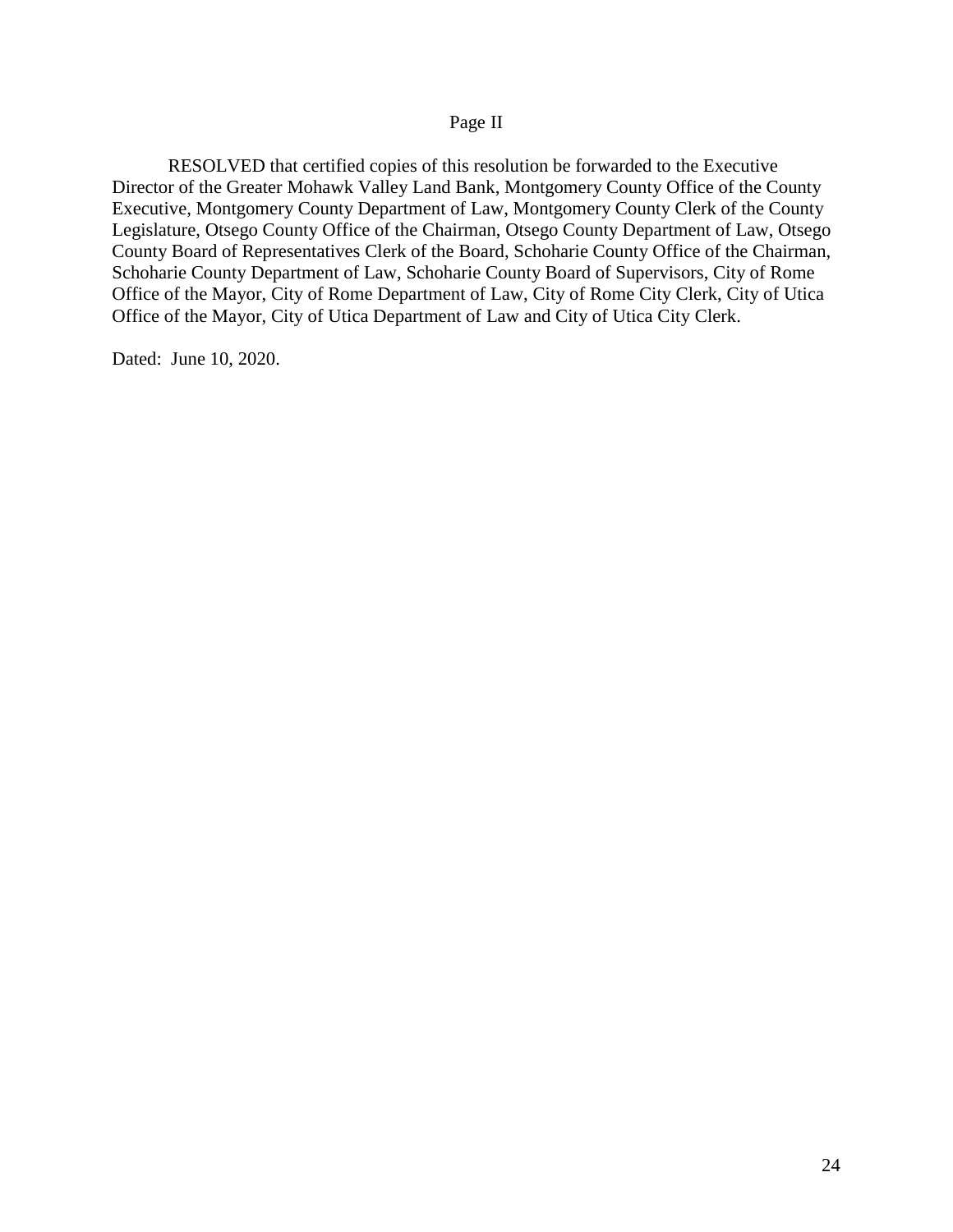Page II

RESOLVED that certified copies of this resolution be forwarded to the Executive Director of the Greater Mohawk Valley Land Bank, Montgomery County Office of the County Executive, Montgomery County Department of Law, Montgomery County Clerk of the County Legislature, Otsego County Office of the Chairman, Otsego County Department of Law, Otsego County Board of Representatives Clerk of the Board, Schoharie County Office of the Chairman, Schoharie County Department of Law, Schoharie County Board of Supervisors, City of Rome Office of the Mayor, City of Rome Department of Law, City of Rome City Clerk, City of Utica Office of the Mayor, City of Utica Department of Law and City of Utica City Clerk.

Dated: June 10, 2020.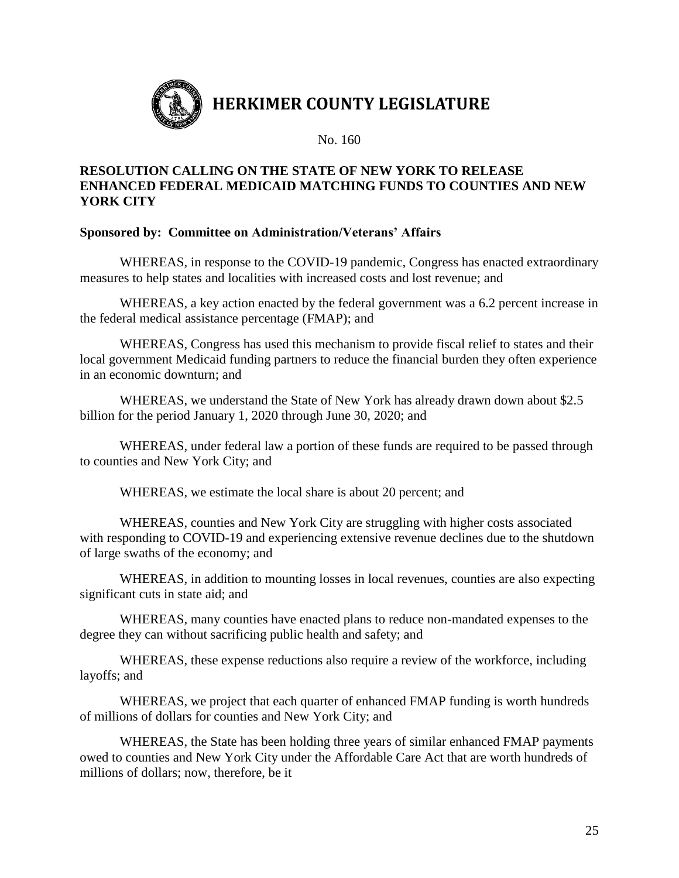# HERKIMER COUNTY LEGISLATURE

No. 160

**RESOLUTION CALLING ON THE STATE OF NEW YORK TO RELEASE ENHANCED FEDERAL MEDICAID MATCHING FUNDS TO COUNTIES AND NEW YORK CITY**

**Sponsored by: Committee on Administration/Veterans' Affairs**

WHEREAS, in response to the COVID-19 pandemic, Congress has enacted extraordinary measures to help states and localities with increased costs and lost revenue; and

WHEREAS, a key action enacted by the federal government was a 6.2 percent increase in the federal medical assistance percentage (FMAP); and

WHEREAS, Congress has used this mechanism to provide fiscal relief to states and their local government Medicaid funding partners to reduce the financial burden they often experience in an economic downturn; and

WHEREAS, we understand the State of New York has already drawn down about $2.5 billion for the period January 1, 2020 through June 30, 2020; and

WHEREAS, under federal law a portion of these funds are required to be passed through to counties and New York City; and

WHEREAS, we estimate the local share is about 20 percent; and

WHEREAS, counties and New York City are struggling with higher costs associated with responding to COVID-19 and experiencing extensive revenue declines due to the shutdown of large swaths of the economy; and

WHEREAS, in addition to mounting losses in local revenues, counties are also expecting significant cuts in state aid; and

WHEREAS, many counties have enacted plans to reduce non-mandated expenses to the degree they can without sacrificing public health and safety; and

WHEREAS, these expense reductions also require a review of the workforce, including layoffs; and

WHEREAS, we project that each quarter of enhanced FMAP funding is worth hundreds of millions of dollars for counties and New York City; and

WHEREAS, the State has been holding three years of similar enhanced FMAP payments owed to counties and New York City under the Affordable Care Act that are worth hundreds of millions of dollars; now, therefore, be it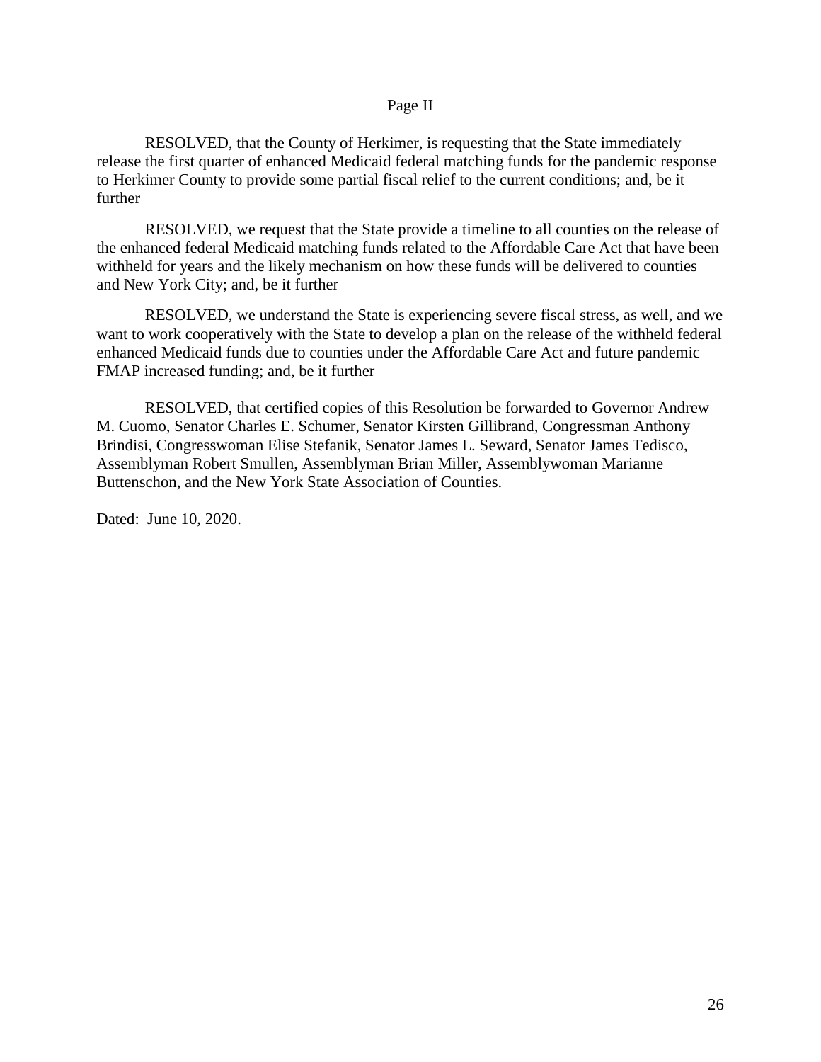Page II

RESOLVED, that the County of Herkimer, is requesting that the State immediately release the first quarter of enhanced Medicaid federal matching funds for the pandemic response to Herkimer County to provide some partial fiscal relief to the current conditions; and, be it further

RESOLVED, we request that the State provide a timeline to all counties on the release of the enhanced federal Medicaid matching funds related to the Affordable Care Act that have been withheld for years and the likely mechanism on how these funds will be delivered to counties and New York City; and, be it further

RESOLVED, we understand the State is experiencing severe fiscal stress, as well, and we want to work cooperatively with the State to develop a plan on the release of the withheld federal enhanced Medicaid funds due to counties under the Affordable Care Act and future pandemic FMAP increased funding; and, be it further

RESOLVED, that certified copies of this Resolution be forwarded to Governor Andrew M. Cuomo, Senator Charles E. Schumer, Senator Kirsten Gillibrand, Congressman Anthony Brindisi, Congresswoman Elise Stefanik, Senator James L. Seward, Senator James Tedisco, Assemblyman Robert Smullen, Assemblyman Brian Miller, Assemblywoman Marianne Buttenschon, and the New York State Association of Counties.

Dated: June 10, 2020.